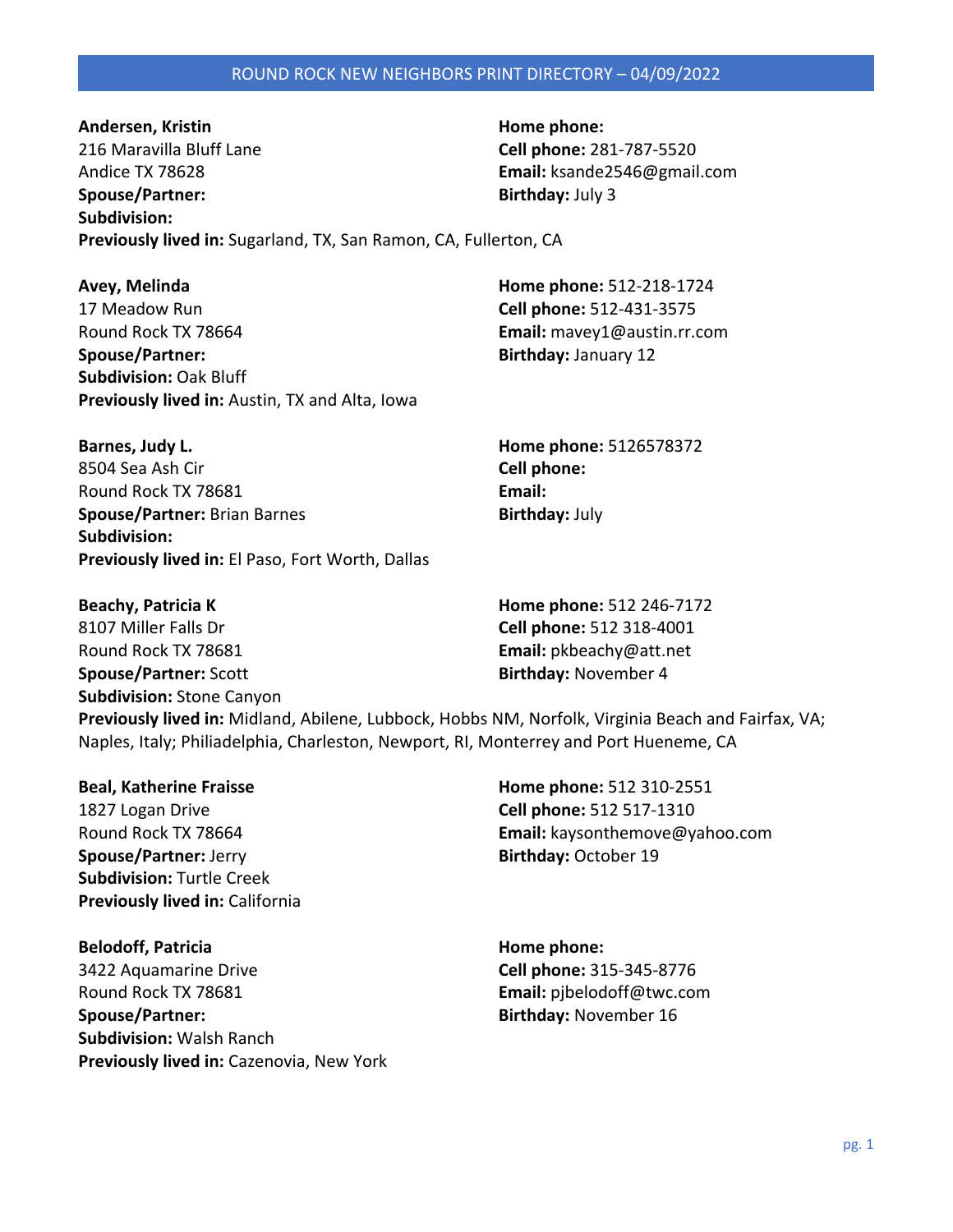# ROUND ROCK NEW NEIGHBORS PRINT DIRECTORY – 04/09/2022

**Andersen, Kristin**
216 Maravilla Bluff Lane
Andice TX 78628
**Spouse/Partner:**
**Subdivision:**
**Previously lived in:** Sugarland, TX, San Ramon, CA, Fullerton, CA
**Home phone:**
**Cell phone:** 281-787-5520
**Email:** ksande2546@gmail.com
**Birthday:** July 3

**Avey, Melinda**
17 Meadow Run
Round Rock TX 78664
**Spouse/Partner:**
**Subdivision:** Oak Bluff
**Previously lived in:** Austin, TX and Alta, Iowa
**Home phone:** 512-218-1724
**Cell phone:** 512-431-3575
**Email:** mavey1@austin.rr.com
**Birthday:** January 12

**Barnes, Judy L.**
8504 Sea Ash Cir
Round Rock TX 78681
**Spouse/Partner:** Brian Barnes
**Subdivision:**
**Previously lived in:** El Paso, Fort Worth, Dallas
**Home phone:** 5126578372
**Cell phone:**
**Email:**
**Birthday:** July

**Beachy, Patricia K**
8107 Miller Falls Dr
Round Rock TX 78681
**Spouse/Partner:** Scott
**Subdivision:** Stone Canyon
**Previously lived in:** Midland, Abilene, Lubbock, Hobbs NM, Norfolk, Virginia Beach and Fairfax, VA; Naples, Italy; Philiadelphia, Charleston, Newport, RI, Monterrey and Port Hueneme, CA
**Home phone:** 512 246-7172
**Cell phone:** 512 318-4001
**Email:** pkbeachy@att.net
**Birthday:** November 4

**Beal, Katherine Fraisse**
1827 Logan Drive
Round Rock TX 78664
**Spouse/Partner:** Jerry
**Subdivision:** Turtle Creek
**Previously lived in:** California
**Home phone:** 512 310-2551
**Cell phone:** 512 517-1310
**Email:** kaysonthemove@yahoo.com
**Birthday:** October 19

**Belodoff, Patricia**
3422 Aquamarine Drive
Round Rock TX 78681
**Spouse/Partner:**
**Subdivision:** Walsh Ranch
**Previously lived in:** Cazenovia, New York
**Home phone:**
**Cell phone:** 315-345-8776
**Email:** pjbelodoff@twc.com
**Birthday:** November 16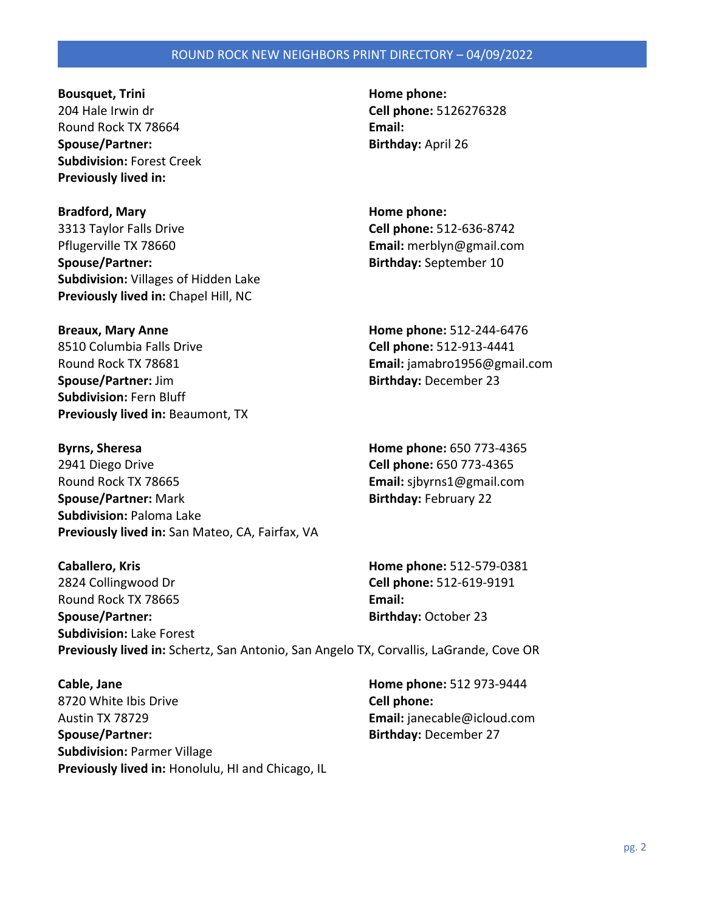**Bousquet, Trini**
204 Hale Irwin dr
Round Rock TX 78664
**Spouse/Partner:**
**Subdivision:** Forest Creek
**Previously lived in:**
**Home phone:**
**Cell phone:** 5126276328
**Email:**
**Birthday:** April 26

**Bradford, Mary**
3313 Taylor Falls Drive
Pflugerville TX 78660
**Spouse/Partner:**
**Subdivision:** Villages of Hidden Lake
**Previously lived in:** Chapel Hill, NC
**Home phone:**
**Cell phone:** 512-636-8742
**Email:** merblyn@gmail.com
**Birthday:** September 10

**Breaux, Mary Anne**
8510 Columbia Falls Drive
Round Rock TX 78681
**Spouse/Partner:** Jim
**Subdivision:** Fern Bluff
**Previously lived in:** Beaumont, TX
**Home phone:** 512-244-6476
**Cell phone:** 512-913-4441
**Email:** jamabro1956@gmail.com
**Birthday:** December 23

**Byrns, Sheresa**
2941 Diego Drive
Round Rock TX 78665
**Spouse/Partner:** Mark
**Subdivision:** Paloma Lake
**Previously lived in:** San Mateo, CA, Fairfax, VA
**Home phone:** 650 773-4365
**Cell phone:** 650 773-4365
**Email:** sjbyrns1@gmail.com
**Birthday:** February 22

**Caballero, Kris**
2824 Collingwood Dr
Round Rock TX 78665
**Spouse/Partner:**
**Subdivision:** Lake Forest
**Previously lived in:** Schertz, San Antonio, San Angelo TX, Corvallis, LaGrande, Cove OR
**Home phone:** 512-579-0381
**Cell phone:** 512-619-9191
**Email:**
**Birthday:** October 23

**Cable, Jane**
8720 White Ibis Drive
Austin TX 78729
**Spouse/Partner:**
**Subdivision:** Parmer Village
**Previously lived in:** Honolulu, HI and Chicago, IL
**Home phone:** 512 973-9444
**Cell phone:**
**Email:** janecable@icloud.com
**Birthday:** December 27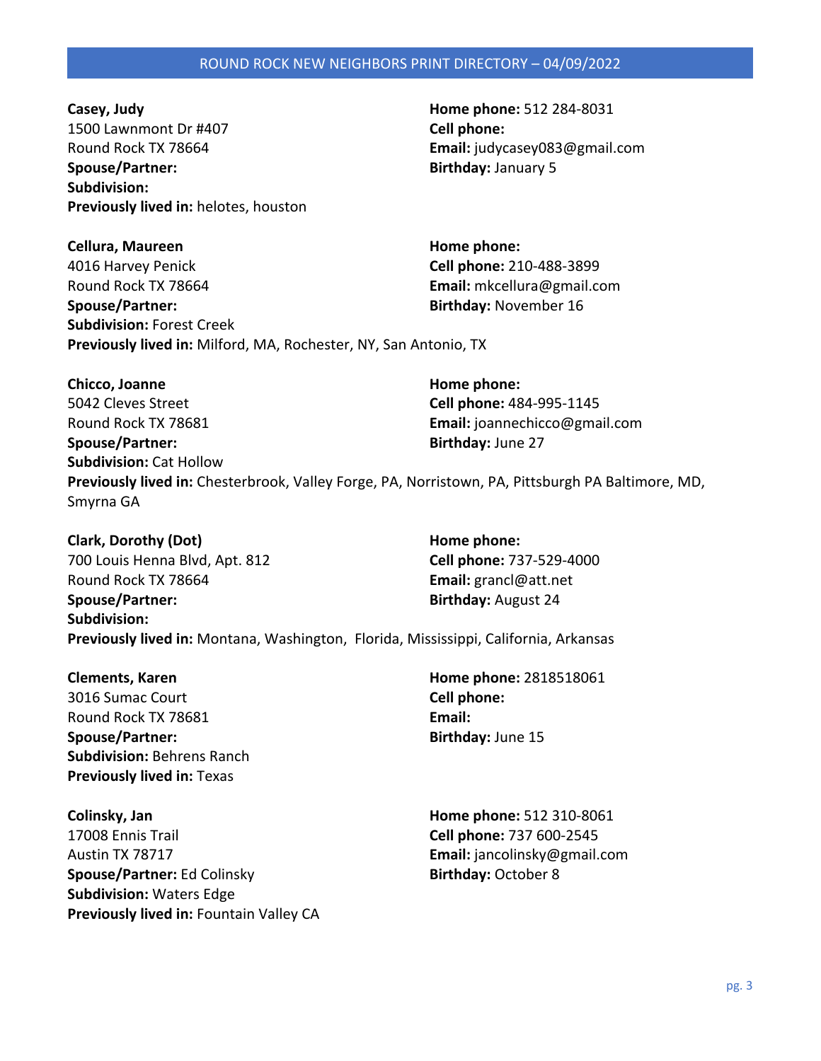**Casey, Judy**
1500 Lawnmont Dr #407
Round Rock TX 78664
**Spouse/Partner:**
**Subdivision:**
**Previously lived in:** helotes, houston

**Home phone:** 512 284-8031
**Cell phone:**
**Email:** judycasey083@gmail.com
**Birthday:** January 5

**Cellura, Maureen**
4016 Harvey Penick
Round Rock TX 78664
**Spouse/Partner:**
**Subdivision:** Forest Creek
**Previously lived in:** Milford, MA, Rochester, NY, San Antonio, TX

**Home phone:**
**Cell phone:** 210-488-3899
**Email:** mkcellura@gmail.com
**Birthday:** November 16

**Chicco, Joanne**
5042 Cleves Street
Round Rock TX 78681
**Spouse/Partner:**
**Subdivision:** Cat Hollow
**Previously lived in:** Chesterbrook, Valley Forge, PA, Norristown, PA, Pittsburgh PA Baltimore, MD, Smyrna GA

**Home phone:**
**Cell phone:** 484-995-1145
**Email:** joannechicco@gmail.com
**Birthday:** June 27

**Clark, Dorothy (Dot)**
700 Louis Henna Blvd, Apt. 812
Round Rock TX 78664
**Spouse/Partner:**
**Subdivision:**
**Previously lived in:** Montana, Washington, Florida, Mississippi, California, Arkansas

**Home phone:**
**Cell phone:** 737-529-4000
**Email:** grancl@att.net
**Birthday:** August 24

**Clements, Karen**
3016 Sumac Court
Round Rock TX 78681
**Spouse/Partner:**
**Subdivision:** Behrens Ranch
**Previously lived in:** Texas

**Home phone:** 2818518061
**Cell phone:**
**Email:**
**Birthday:** June 15

**Colinsky, Jan**
17008 Ennis Trail
Austin TX 78717
**Spouse/Partner:** Ed Colinsky
**Subdivision:** Waters Edge
**Previously lived in:** Fountain Valley CA

**Home phone:** 512 310-8061
**Cell phone:** 737 600-2545
**Email:** jancolinsky@gmail.com
**Birthday:** October 8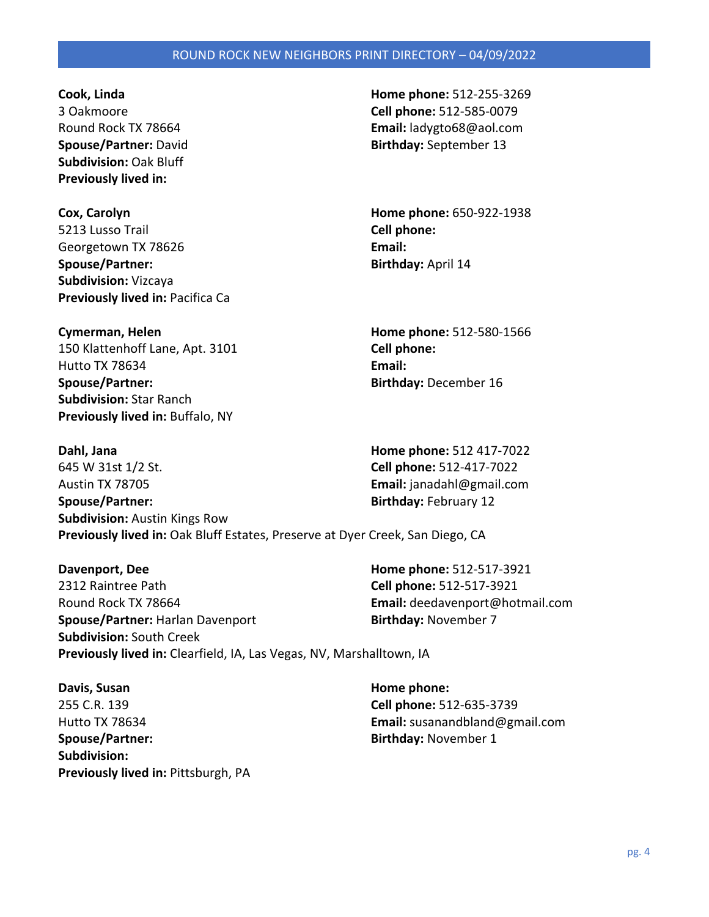**Cook, Linda**
3 Oakmoore
Round Rock TX 78664
**Spouse/Partner:** David
**Subdivision:** Oak Bluff
**Previously lived in:**
**Home phone:** 512-255-3269
**Cell phone:** 512-585-0079
**Email:** ladygto68@aol.com
**Birthday:** September 13

**Cox, Carolyn**
5213 Lusso Trail
Georgetown TX 78626
**Spouse/Partner:**
**Subdivision:** Vizcaya
**Previously lived in:** Pacifica Ca
**Home phone:** 650-922-1938
**Cell phone:**
**Email:**
**Birthday:** April 14

**Cymerman, Helen**
150 Klattenhoff Lane, Apt. 3101
Hutto TX 78634
**Spouse/Partner:**
**Subdivision:** Star Ranch
**Previously lived in:** Buffalo, NY
**Home phone:** 512-580-1566
**Cell phone:**
**Email:**
**Birthday:** December 16

**Dahl, Jana**
645 W 31st 1/2 St.
Austin TX 78705
**Spouse/Partner:**
**Subdivision:** Austin Kings Row
**Previously lived in:** Oak Bluff Estates, Preserve at Dyer Creek, San Diego, CA
**Home phone:** 512 417-7022
**Cell phone:** 512-417-7022
**Email:** janadahl@gmail.com
**Birthday:** February 12

**Davenport, Dee**
2312 Raintree Path
Round Rock TX 78664
**Spouse/Partner:** Harlan Davenport
**Subdivision:** South Creek
**Previously lived in:** Clearfield, IA, Las Vegas, NV, Marshalltown, IA
**Home phone:** 512-517-3921
**Cell phone:** 512-517-3921
**Email:** deedavenport@hotmail.com
**Birthday:** November 7

**Davis, Susan**
255 C.R. 139
Hutto TX 78634
**Spouse/Partner:**
**Subdivision:**
**Previously lived in:** Pittsburgh, PA
**Home phone:**
**Cell phone:** 512-635-3739
**Email:** susanandbland@gmail.com
**Birthday:** November 1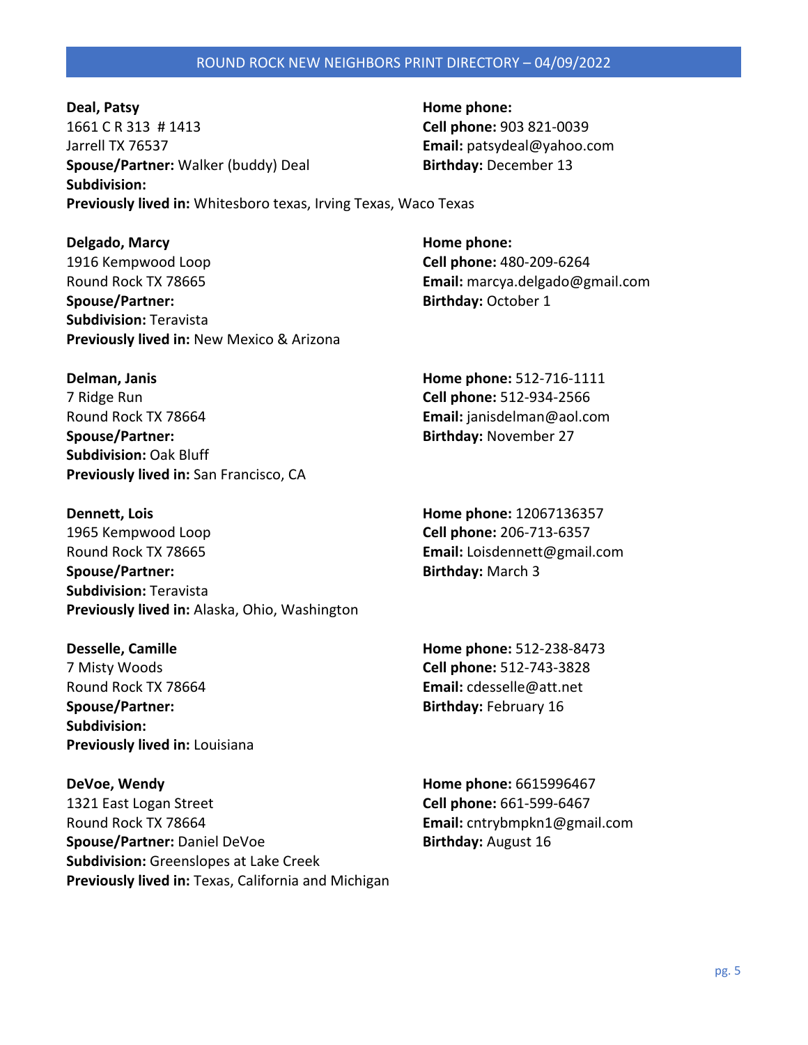**Deal, Patsy**
1661 C R 313 # 1413
Jarrell TX 76537
**Spouse/Partner:** Walker (buddy) Deal
**Subdivision:**
**Previously lived in:** Whitesboro texas, Irving Texas, Waco Texas

**Home phone:**
**Cell phone:** 903 821-0039
**Email:** patsydeal@yahoo.com
**Birthday:** December 13

**Delgado, Marcy**
1916 Kempwood Loop
Round Rock TX 78665
**Spouse/Partner:**
**Subdivision:** Teravista
**Previously lived in:** New Mexico & Arizona

**Home phone:**
**Cell phone:** 480-209-6264
**Email:** marcya.delgado@gmail.com
**Birthday:** October 1

**Delman, Janis**
7 Ridge Run
Round Rock TX 78664
**Spouse/Partner:**
**Subdivision:** Oak Bluff
**Previously lived in:** San Francisco, CA

**Home phone:** 512-716-1111
**Cell phone:** 512-934-2566
**Email:** janisdelman@aol.com
**Birthday:** November 27

**Dennett, Lois**
1965 Kempwood Loop
Round Rock TX 78665
**Spouse/Partner:**
**Subdivision:** Teravista
**Previously lived in:** Alaska, Ohio, Washington

**Home phone:** 12067136357
**Cell phone:** 206-713-6357
**Email:** Loisdennett@gmail.com
**Birthday:** March 3

**Desselle, Camille**
7 Misty Woods
Round Rock TX 78664
**Spouse/Partner:**
**Subdivision:**
**Previously lived in:** Louisiana

**Home phone:** 512-238-8473
**Cell phone:** 512-743-3828
**Email:** cdesselle@att.net
**Birthday:** February 16

**DeVoe, Wendy**
1321 East Logan Street
Round Rock TX 78664
**Spouse/Partner:** Daniel DeVoe
**Subdivision:** Greenslopes at Lake Creek
**Previously lived in:** Texas, California and Michigan

**Home phone:** 6615996467
**Cell phone:** 661-599-6467
**Email:** cntrybmpkn1@gmail.com
**Birthday:** August 16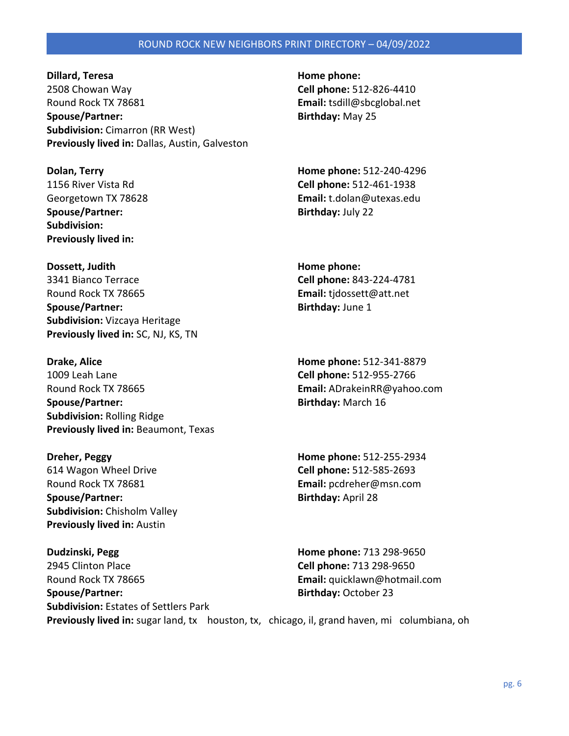**Dillard, Teresa**
2508 Chowan Way
Round Rock TX 78681
**Spouse/Partner:**
**Subdivision:** Cimarron (RR West)
**Previously lived in:** Dallas, Austin, Galveston

**Home phone:**
**Cell phone:** 512-826-4410
**Email:** tsdill@sbcglobal.net
**Birthday:** May 25

**Dolan, Terry**
1156 River Vista Rd
Georgetown TX 78628
**Spouse/Partner:**
**Subdivision:**
**Previously lived in:**

**Home phone:** 512-240-4296
**Cell phone:** 512-461-1938
**Email:** t.dolan@utexas.edu
**Birthday:** July 22

**Dossett, Judith**
3341 Bianco Terrace
Round Rock TX 78665
**Spouse/Partner:**
**Subdivision:** Vizcaya Heritage
**Previously lived in:** SC, NJ, KS, TN

**Home phone:**
**Cell phone:** 843-224-4781
**Email:** tjdossett@att.net
**Birthday:** June 1

**Drake, Alice**
1009 Leah Lane
Round Rock TX 78665
**Spouse/Partner:**
**Subdivision:** Rolling Ridge
**Previously lived in:** Beaumont, Texas

**Home phone:** 512-341-8879
**Cell phone:** 512-955-2766
**Email:** ADrakeinRR@yahoo.com
**Birthday:** March 16

**Dreher, Peggy**
614 Wagon Wheel Drive
Round Rock TX 78681
**Spouse/Partner:**
**Subdivision:** Chisholm Valley
**Previously lived in:** Austin

**Home phone:** 512-255-2934
**Cell phone:** 512-585-2693
**Email:** pcdreher@msn.com
**Birthday:** April 28

**Dudzinski, Pegg**
2945 Clinton Place
Round Rock TX 78665
**Spouse/Partner:**
**Subdivision:** Estates of Settlers Park
**Previously lived in:** sugar land, tx houston, tx, chicago, il, grand haven, mi columbiana, oh

**Home phone:** 713 298-9650
**Cell phone:** 713 298-9650
**Email:** quicklawn@hotmail.com
**Birthday:** October 23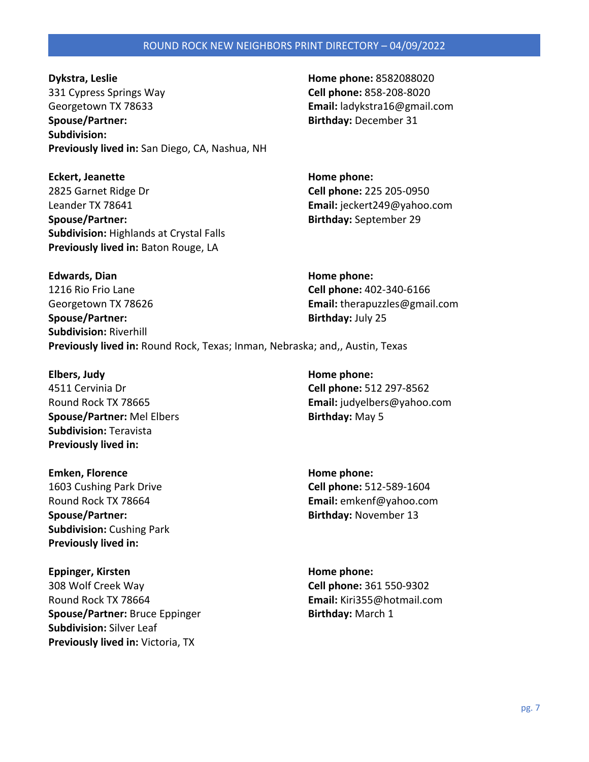**Dykstra, Leslie**
331 Cypress Springs Way
Georgetown TX 78633
**Spouse/Partner:**
**Subdivision:**
**Previously lived in:** San Diego, CA, Nashua, NH
**Home phone:** 8582088020
**Cell phone:** 858-208-8020
**Email:** ladykstra16@gmail.com
**Birthday:** December 31

**Eckert, Jeanette**
2825 Garnet Ridge Dr
Leander TX 78641
**Spouse/Partner:**
**Subdivision:** Highlands at Crystal Falls
**Previously lived in:** Baton Rouge, LA
**Home phone:**
**Cell phone:** 225 205-0950
**Email:** jeckert249@yahoo.com
**Birthday:** September 29

**Edwards, Dian**
1216 Rio Frio Lane
Georgetown TX 78626
**Spouse/Partner:**
**Subdivision:** Riverhill
**Previously lived in:** Round Rock, Texas; Inman, Nebraska; and,, Austin, Texas
**Home phone:**
**Cell phone:** 402-340-6166
**Email:** therapuzzles@gmail.com
**Birthday:** July 25

**Elbers, Judy**
4511 Cervinia Dr
Round Rock TX 78665
**Spouse/Partner:** Mel Elbers
**Subdivision:** Teravista
**Previously lived in:**
**Home phone:**
**Cell phone:** 512 297-8562
**Email:** judyelbers@yahoo.com
**Birthday:** May 5

**Emken, Florence**
1603 Cushing Park Drive
Round Rock TX 78664
**Spouse/Partner:**
**Subdivision:** Cushing Park
**Previously lived in:**
**Home phone:**
**Cell phone:** 512-589-1604
**Email:** emkenf@yahoo.com
**Birthday:** November 13

**Eppinger, Kirsten**
308 Wolf Creek Way
Round Rock TX 78664
**Spouse/Partner:** Bruce Eppinger
**Subdivision:** Silver Leaf
**Previously lived in:** Victoria, TX
**Home phone:**
**Cell phone:** 361 550-9302
**Email:** Kiri355@hotmail.com
**Birthday:** March 1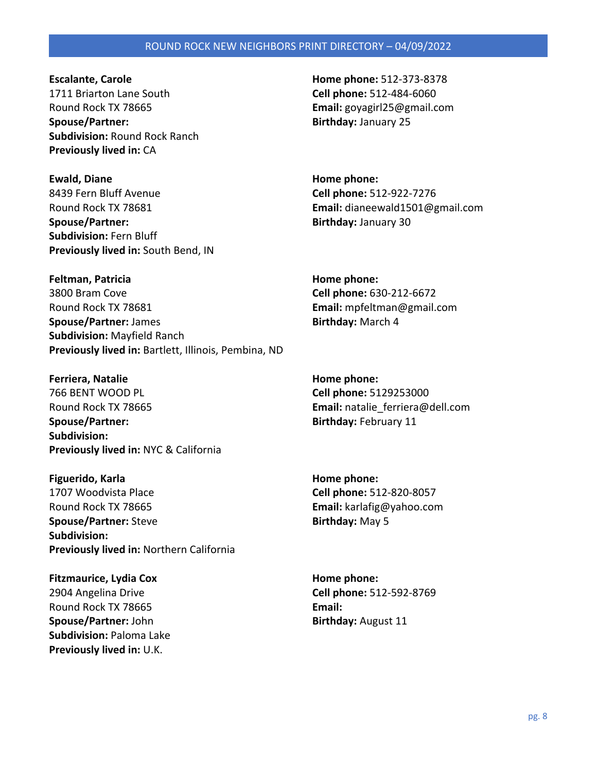**Escalante, Carole**
1711 Briarton Lane South
Round Rock TX 78665
**Spouse/Partner:**
**Subdivision:** Round Rock Ranch
**Previously lived in:** CA

**Home phone:** 512-373-8378
**Cell phone:** 512-484-6060
**Email:** goyagirl25@gmail.com
**Birthday:** January 25

**Ewald, Diane**
8439 Fern Bluff Avenue
Round Rock TX 78681
**Spouse/Partner:**
**Subdivision:** Fern Bluff
**Previously lived in:** South Bend, IN

**Home phone:**
**Cell phone:** 512-922-7276
**Email:** dianeewald1501@gmail.com
**Birthday:** January 30

**Feltman, Patricia**
3800 Bram Cove
Round Rock TX 78681
**Spouse/Partner:** James
**Subdivision:** Mayfield Ranch
**Previously lived in:** Bartlett, Illinois, Pembina, ND

**Home phone:**
**Cell phone:** 630-212-6672
**Email:** mpfeltman@gmail.com
**Birthday:** March 4

**Ferriera, Natalie**
766 BENT WOOD PL
Round Rock TX 78665
**Spouse/Partner:**
**Subdivision:**
**Previously lived in:** NYC & California

**Home phone:**
**Cell phone:** 5129253000
**Email:** natalie_ferriera@dell.com
**Birthday:** February 11

**Figuerido, Karla**
1707 Woodvista Place
Round Rock TX 78665
**Spouse/Partner:** Steve
**Subdivision:**
**Previously lived in:** Northern California

**Home phone:**
**Cell phone:** 512-820-8057
**Email:** karlafig@yahoo.com
**Birthday:** May 5

**Fitzmaurice, Lydia Cox**
2904 Angelina Drive
Round Rock TX 78665
**Spouse/Partner:** John
**Subdivision:** Paloma Lake
**Previously lived in:** U.K.

**Home phone:**
**Cell phone:** 512-592-8769
**Email:**
**Birthday:** August 11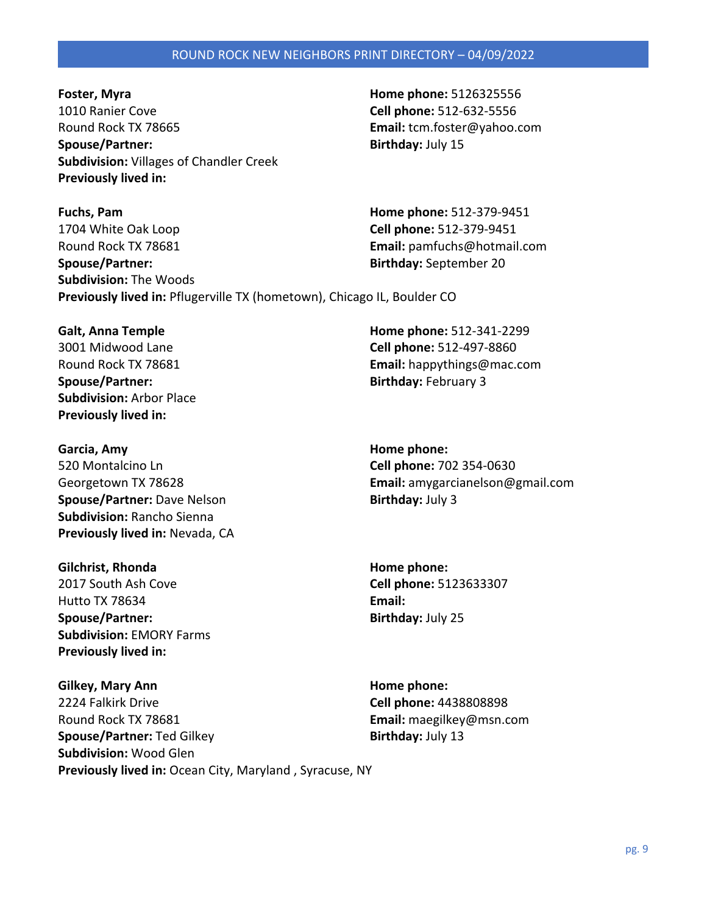**Foster, Myra**
1010 Ranier Cove
Round Rock TX 78665
**Spouse/Partner:**
**Subdivision:** Villages of Chandler Creek
**Previously lived in:**
**Home phone:** 5126325556
**Cell phone:** 512-632-5556
**Email:** tcm.foster@yahoo.com
**Birthday:** July 15

**Fuchs, Pam**
1704 White Oak Loop
Round Rock TX 78681
**Spouse/Partner:**
**Subdivision:** The Woods
**Previously lived in:** Pflugerville TX (hometown), Chicago IL, Boulder CO
**Home phone:** 512-379-9451
**Cell phone:** 512-379-9451
**Email:** pamfuchs@hotmail.com
**Birthday:** September 20

**Galt, Anna Temple**
3001 Midwood Lane
Round Rock TX 78681
**Spouse/Partner:**
**Subdivision:** Arbor Place
**Previously lived in:**
**Home phone:** 512-341-2299
**Cell phone:** 512-497-8860
**Email:** happythings@mac.com
**Birthday:** February 3

**Garcia, Amy**
520 Montalcino Ln
Georgetown TX 78628
**Spouse/Partner:** Dave Nelson
**Subdivision:** Rancho Sienna
**Previously lived in:** Nevada, CA
**Home phone:**
**Cell phone:** 702 354-0630
**Email:** amygarcianelson@gmail.com
**Birthday:** July 3

**Gilchrist, Rhonda**
2017 South Ash Cove
Hutto TX 78634
**Spouse/Partner:**
**Subdivision:** EMORY Farms
**Previously lived in:**
**Home phone:**
**Cell phone:** 5123633307
**Email:**
**Birthday:** July 25

**Gilkey, Mary Ann**
2224 Falkirk Drive
Round Rock TX 78681
**Spouse/Partner:** Ted Gilkey
**Subdivision:** Wood Glen
**Previously lived in:** Ocean City, Maryland , Syracuse, NY
**Home phone:**
**Cell phone:** 4438808898
**Email:** maegilkey@msn.com
**Birthday:** July 13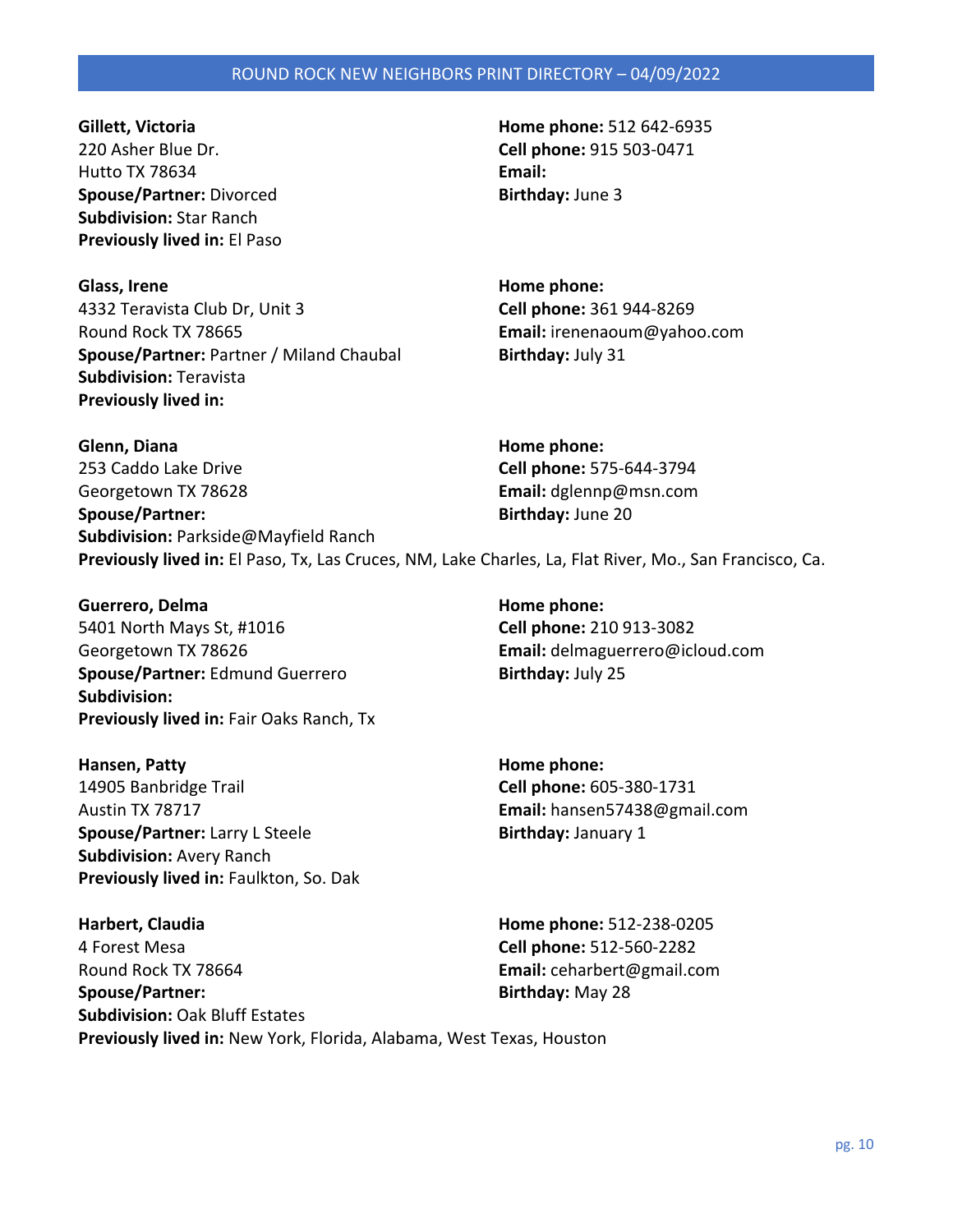**Gillett, Victoria**
220 Asher Blue Dr.
Hutto TX 78634
**Spouse/Partner:** Divorced
**Subdivision:** Star Ranch
**Previously lived in:** El Paso
**Home phone:** 512 642-6935
**Cell phone:** 915 503-0471
**Email:**
**Birthday:** June 3

**Glass, Irene**
4332 Teravista Club Dr, Unit 3
Round Rock TX 78665
**Spouse/Partner:** Partner / Miland Chaubal
**Subdivision:** Teravista
**Previously lived in:**
**Home phone:**
**Cell phone:** 361 944-8269
**Email:** irenenaoum@yahoo.com
**Birthday:** July 31

**Glenn, Diana**
253 Caddo Lake Drive
Georgetown TX 78628
**Spouse/Partner:**
**Subdivision:** Parkside@Mayfield Ranch
**Previously lived in:** El Paso, Tx, Las Cruces, NM, Lake Charles, La, Flat River, Mo., San Francisco, Ca.
**Home phone:**
**Cell phone:** 575-644-3794
**Email:** dglennp@msn.com
**Birthday:** June 20

**Guerrero, Delma**
5401 North Mays St, #1016
Georgetown TX 78626
**Spouse/Partner:** Edmund Guerrero
**Subdivision:**
**Previously lived in:** Fair Oaks Ranch, Tx
**Home phone:**
**Cell phone:** 210 913-3082
**Email:** delmaguerrero@icloud.com
**Birthday:** July 25

**Hansen, Patty**
14905 Banbridge Trail
Austin TX 78717
**Spouse/Partner:** Larry L Steele
**Subdivision:** Avery Ranch
**Previously lived in:** Faulkton, So. Dak
**Home phone:**
**Cell phone:** 605-380-1731
**Email:** hansen57438@gmail.com
**Birthday:** January 1

**Harbert, Claudia**
4 Forest Mesa
Round Rock TX 78664
**Spouse/Partner:**
**Subdivision:** Oak Bluff Estates
**Previously lived in:** New York, Florida, Alabama, West Texas, Houston
**Home phone:** 512-238-0205
**Cell phone:** 512-560-2282
**Email:** ceharbert@gmail.com
**Birthday:** May 28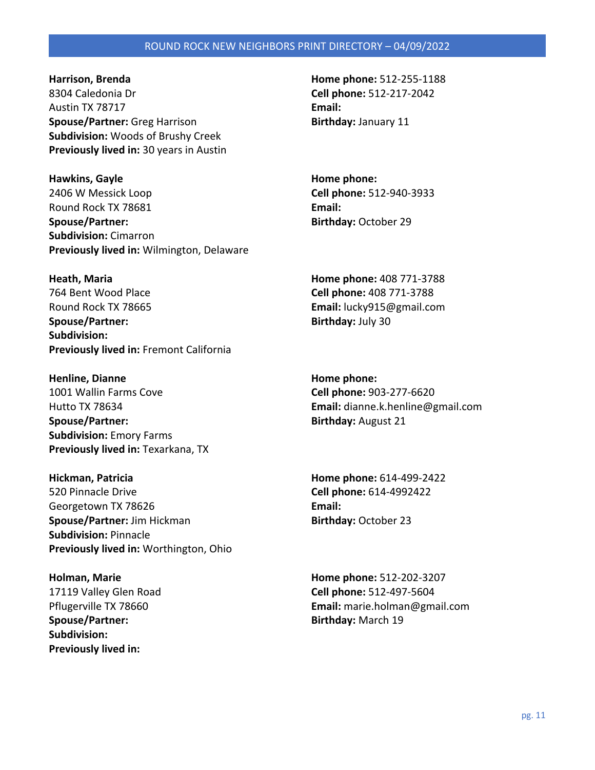**Harrison, Brenda**
8304 Caledonia Dr
Austin TX 78717
**Spouse/Partner:** Greg Harrison
**Subdivision:** Woods of Brushy Creek
**Previously lived in:** 30 years in Austin

**Home phone:** 512-255-1188
**Cell phone:** 512-217-2042
**Email:**
**Birthday:** January 11

**Hawkins, Gayle**
2406 W Messick Loop
Round Rock TX 78681
**Spouse/Partner:**
**Subdivision:** Cimarron
**Previously lived in:** Wilmington, Delaware

**Home phone:**
**Cell phone:** 512-940-3933
**Email:**
**Birthday:** October 29

**Heath, Maria**
764 Bent Wood Place
Round Rock TX 78665
**Spouse/Partner:**
**Subdivision:**
**Previously lived in:** Fremont California

**Home phone:** 408 771-3788
**Cell phone:** 408 771-3788
**Email:** lucky915@gmail.com
**Birthday:** July 30

**Henline, Dianne**
1001 Wallin Farms Cove
Hutto TX 78634
**Spouse/Partner:**
**Subdivision:** Emory Farms
**Previously lived in:** Texarkana, TX

**Home phone:**
**Cell phone:** 903-277-6620
**Email:** dianne.k.henline@gmail.com
**Birthday:** August 21

**Hickman, Patricia**
520 Pinnacle Drive
Georgetown TX 78626
**Spouse/Partner:** Jim Hickman
**Subdivision:** Pinnacle
**Previously lived in:** Worthington, Ohio

**Home phone:** 614-499-2422
**Cell phone:** 614-4992422
**Email:**
**Birthday:** October 23

**Holman, Marie**
17119 Valley Glen Road
Pflugerville TX 78660
**Spouse/Partner:**
**Subdivision:**
**Previously lived in:**

**Home phone:** 512-202-3207
**Cell phone:** 512-497-5604
**Email:** marie.holman@gmail.com
**Birthday:** March 19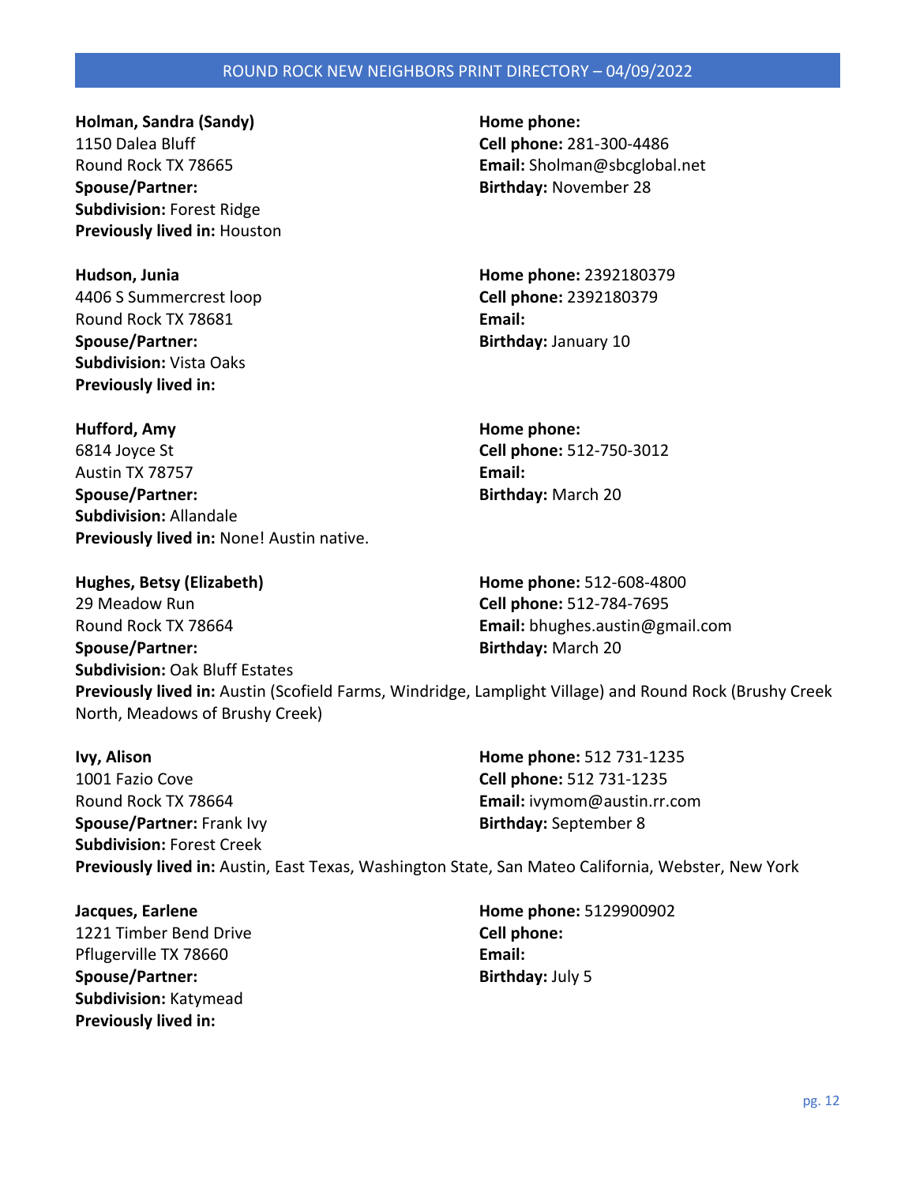**Holman, Sandra (Sandy)**
1150 Dalea Bluff
Round Rock TX 78665
**Spouse/Partner:**
**Subdivision:** Forest Ridge
**Previously lived in:** Houston

**Home phone:**
**Cell phone:** 281-300-4486
**Email:** Sholman@sbcglobal.net
**Birthday:** November 28

**Hudson, Junia**
4406 S Summercrest loop
Round Rock TX 78681
**Spouse/Partner:**
**Subdivision:** Vista Oaks
**Previously lived in:**

**Home phone:** 2392180379
**Cell phone:** 2392180379
**Email:**
**Birthday:** January 10

**Hufford, Amy**
6814 Joyce St
Austin TX 78757
**Spouse/Partner:**
**Subdivision:** Allandale
**Previously lived in:** None! Austin native.

**Home phone:**
**Cell phone:** 512-750-3012
**Email:**
**Birthday:** March 20

**Hughes, Betsy (Elizabeth)**
29 Meadow Run
Round Rock TX 78664
**Spouse/Partner:**
**Subdivision:** Oak Bluff Estates
**Previously lived in:** Austin (Scofield Farms, Windridge, Lamplight Village) and Round Rock (Brushy Creek North, Meadows of Brushy Creek)

**Home phone:** 512-608-4800
**Cell phone:** 512-784-7695
**Email:** bhughes.austin@gmail.com
**Birthday:** March 20

**Ivy, Alison**
1001 Fazio Cove
Round Rock TX 78664
**Spouse/Partner:** Frank Ivy
**Subdivision:** Forest Creek
**Previously lived in:** Austin, East Texas, Washington State, San Mateo California, Webster, New York

**Home phone:** 512 731-1235
**Cell phone:** 512 731-1235
**Email:** ivymom@austin.rr.com
**Birthday:** September 8

**Jacques, Earlene**
1221 Timber Bend Drive
Pflugerville TX 78660
**Spouse/Partner:**
**Subdivision:** Katymead
**Previously lived in:**

**Home phone:** 5129900902
**Cell phone:**
**Email:**
**Birthday:** July 5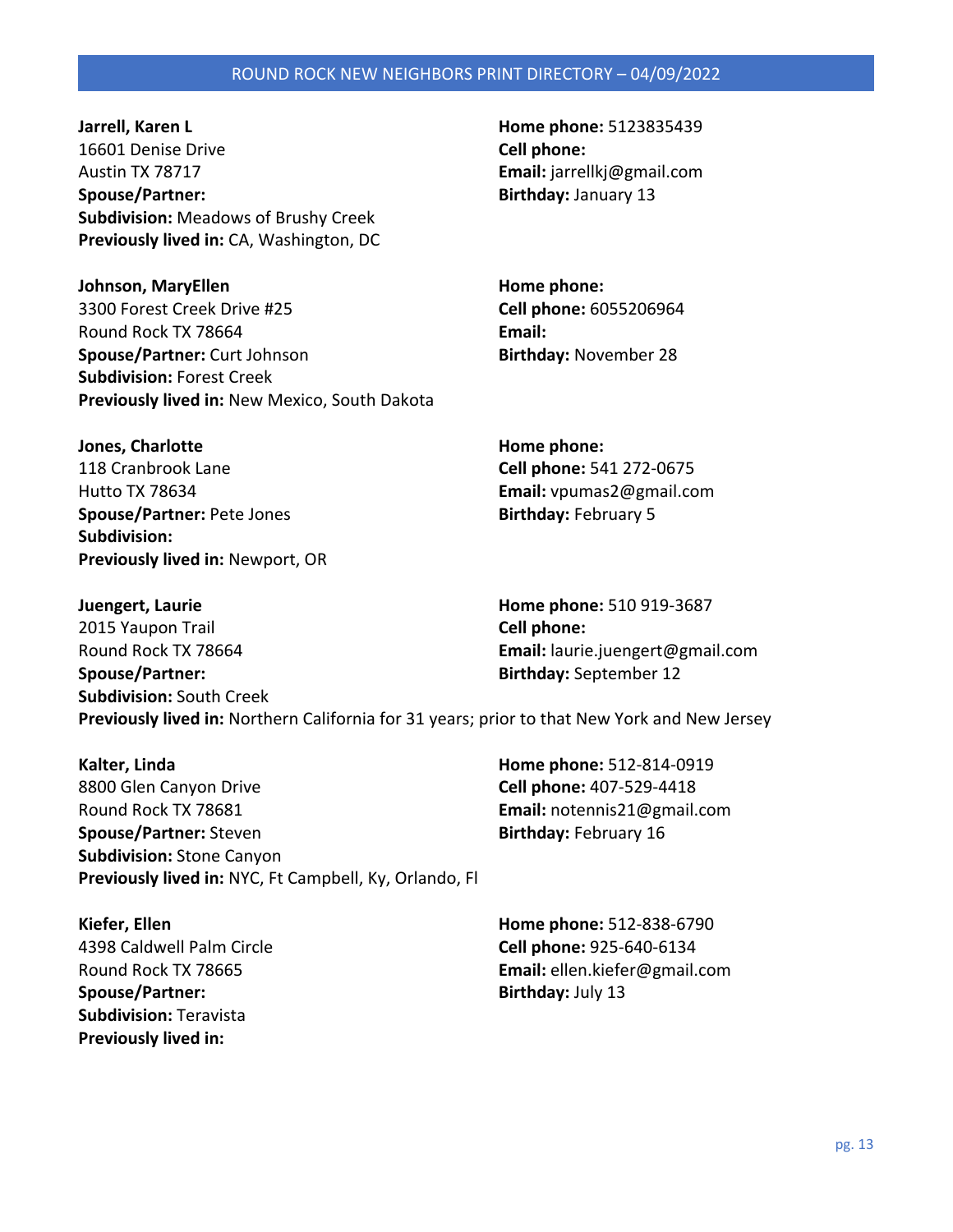**Jarrell, Karen L**
16601 Denise Drive
Austin TX 78717
**Spouse/Partner:**
**Subdivision:** Meadows of Brushy Creek
**Previously lived in:** CA, Washington, DC

**Home phone:** 5123835439
**Cell phone:**
**Email:** jarrellkj@gmail.com
**Birthday:** January 13

**Johnson, MaryEllen**
3300 Forest Creek Drive #25
Round Rock TX 78664
**Spouse/Partner:** Curt Johnson
**Subdivision:** Forest Creek
**Previously lived in:** New Mexico, South Dakota

**Home phone:**
**Cell phone:** 6055206964
**Email:**
**Birthday:** November 28

**Jones, Charlotte**
118 Cranbrook Lane
Hutto TX 78634
**Spouse/Partner:** Pete Jones
**Subdivision:**
**Previously lived in:** Newport, OR

**Home phone:**
**Cell phone:** 541 272-0675
**Email:** vpumas2@gmail.com
**Birthday:** February 5

**Juengert, Laurie**
2015 Yaupon Trail
Round Rock TX 78664
**Spouse/Partner:**
**Subdivision:** South Creek
**Previously lived in:** Northern California for 31 years; prior to that New York and New Jersey

**Home phone:** 510 919-3687
**Cell phone:**
**Email:** laurie.juengert@gmail.com
**Birthday:** September 12

**Kalter, Linda**
8800 Glen Canyon Drive
Round Rock TX 78681
**Spouse/Partner:** Steven
**Subdivision:** Stone Canyon
**Previously lived in:** NYC, Ft Campbell, Ky, Orlando, Fl

**Home phone:** 512-814-0919
**Cell phone:** 407-529-4418
**Email:** notennis21@gmail.com
**Birthday:** February 16

**Kiefer, Ellen**
4398 Caldwell Palm Circle
Round Rock TX 78665
**Spouse/Partner:**
**Subdivision:** Teravista
**Previously lived in:**

**Home phone:** 512-838-6790
**Cell phone:** 925-640-6134
**Email:** ellen.kiefer@gmail.com
**Birthday:** July 13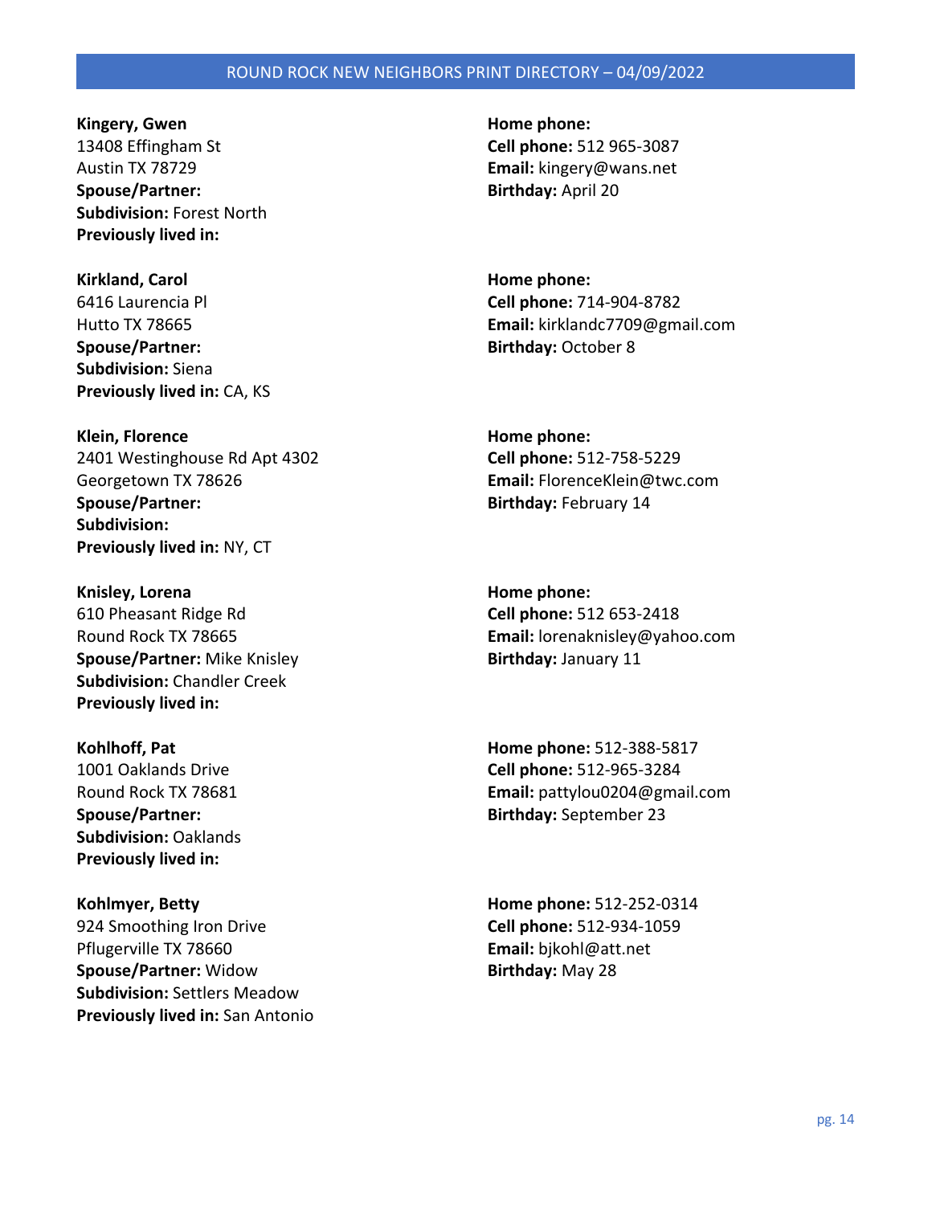**Kingery, Gwen**
13408 Effingham St
Austin TX 78729
**Spouse/Partner:**
**Subdivision:** Forest North
**Previously lived in:**

**Home phone:**
**Cell phone:** 512 965-3087
**Email:** kingery@wans.net
**Birthday:** April 20

**Kirkland, Carol**
6416 Laurencia Pl
Hutto TX 78665
**Spouse/Partner:**
**Subdivision:** Siena
**Previously lived in:** CA, KS

**Home phone:**
**Cell phone:** 714-904-8782
**Email:** kirklandc7709@gmail.com
**Birthday:** October 8

**Klein, Florence**
2401 Westinghouse Rd Apt 4302
Georgetown TX 78626
**Spouse/Partner:**
**Subdivision:**
**Previously lived in:** NY, CT

**Home phone:**
**Cell phone:** 512-758-5229
**Email:** FlorenceKlein@twc.com
**Birthday:** February 14

**Knisley, Lorena**
610 Pheasant Ridge Rd
Round Rock TX 78665
**Spouse/Partner:** Mike Knisley
**Subdivision:** Chandler Creek
**Previously lived in:**

**Home phone:**
**Cell phone:** 512 653-2418
**Email:** lorenaknisley@yahoo.com
**Birthday:** January 11

**Kohlhoff, Pat**
1001 Oaklands Drive
Round Rock TX 78681
**Spouse/Partner:**
**Subdivision:** Oaklands
**Previously lived in:**

**Home phone:** 512-388-5817
**Cell phone:** 512-965-3284
**Email:** pattylou0204@gmail.com
**Birthday:** September 23

**Kohlmyer, Betty**
924 Smoothing Iron Drive
Pflugerville TX 78660
**Spouse/Partner:** Widow
**Subdivision:** Settlers Meadow
**Previously lived in:** San Antonio

**Home phone:** 512-252-0314
**Cell phone:** 512-934-1059
**Email:** bjkohl@att.net
**Birthday:** May 28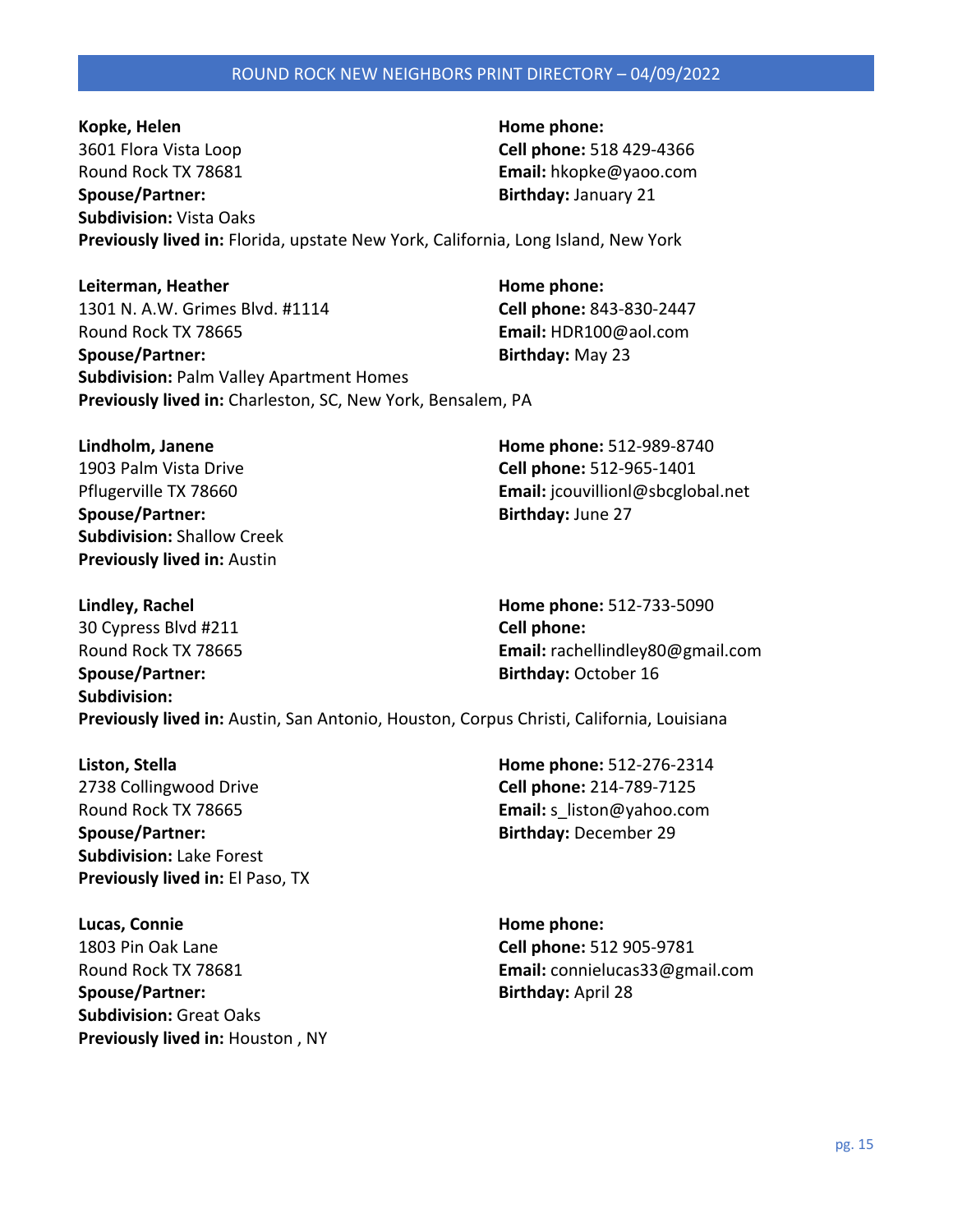**Kopke, Helen**
3601 Flora Vista Loop
Round Rock TX 78681
**Spouse/Partner:**
**Subdivision:** Vista Oaks
**Home phone:**
**Cell phone:** 518 429-4366
**Email:** hkopke@yaoo.com
**Birthday:** January 21
**Previously lived in:** Florida, upstate New York, California, Long Island, New York

**Leiterman, Heather**
1301 N. A.W. Grimes Blvd. #1114
Round Rock TX 78665
**Spouse/Partner:**
**Subdivision:** Palm Valley Apartment Homes
**Home phone:**
**Cell phone:** 843-830-2447
**Email:** HDR100@aol.com
**Birthday:** May 23
**Previously lived in:** Charleston, SC, New York, Bensalem, PA

**Lindholm, Janene**
1903 Palm Vista Drive
Pflugerville TX 78660
**Spouse/Partner:**
**Subdivision:** Shallow Creek
**Home phone:** 512-989-8740
**Cell phone:** 512-965-1401
**Email:** jcouvillionl@sbcglobal.net
**Birthday:** June 27
**Previously lived in:** Austin

**Lindley, Rachel**
30 Cypress Blvd #211
Round Rock TX 78665
**Spouse/Partner:**
**Subdivision:**
**Home phone:** 512-733-5090
**Cell phone:**
**Email:** rachellindley80@gmail.com
**Birthday:** October 16
**Previously lived in:** Austin, San Antonio, Houston, Corpus Christi, California, Louisiana

**Liston, Stella**
2738 Collingwood Drive
Round Rock TX 78665
**Spouse/Partner:**
**Subdivision:** Lake Forest
**Home phone:** 512-276-2314
**Cell phone:** 214-789-7125
**Email:** s_liston@yahoo.com
**Birthday:** December 29
**Previously lived in:** El Paso, TX

**Lucas, Connie**
1803 Pin Oak Lane
Round Rock TX 78681
**Spouse/Partner:**
**Subdivision:** Great Oaks
**Home phone:**
**Cell phone:** 512 905-9781
**Email:** connielucas33@gmail.com
**Birthday:** April 28
**Previously lived in:** Houston , NY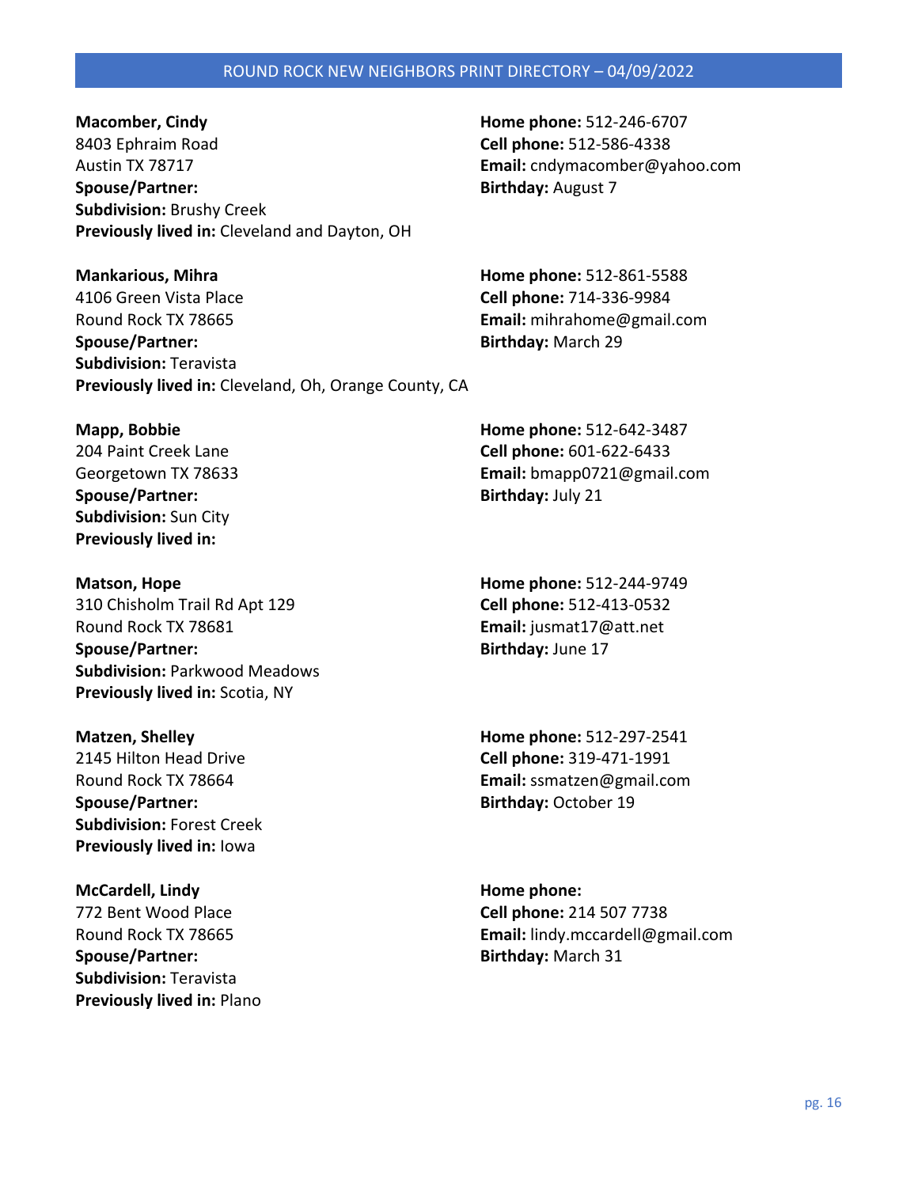**Macomber, Cindy**
8403 Ephraim Road
Austin TX 78717
**Spouse/Partner:**
**Subdivision:** Brushy Creek
**Previously lived in:** Cleveland and Dayton, OH

**Home phone:** 512-246-6707
**Cell phone:** 512-586-4338
**Email:** cndymacomber@yahoo.com
**Birthday:** August 7

**Mankarious, Mihra**
4106 Green Vista Place
Round Rock TX 78665
**Spouse/Partner:**
**Subdivision:** Teravista
**Previously lived in:** Cleveland, Oh, Orange County, CA

**Home phone:** 512-861-5588
**Cell phone:** 714-336-9984
**Email:** mihrahome@gmail.com
**Birthday:** March 29

**Mapp, Bobbie**
204 Paint Creek Lane
Georgetown TX 78633
**Spouse/Partner:**
**Subdivision:** Sun City
**Previously lived in:**

**Home phone:** 512-642-3487
**Cell phone:** 601-622-6433
**Email:** bmapp0721@gmail.com
**Birthday:** July 21

**Matson, Hope**
310 Chisholm Trail Rd Apt 129
Round Rock TX 78681
**Spouse/Partner:**
**Subdivision:** Parkwood Meadows
**Previously lived in:** Scotia, NY

**Home phone:** 512-244-9749
**Cell phone:** 512-413-0532
**Email:** jusmat17@att.net
**Birthday:** June 17

**Matzen, Shelley**
2145 Hilton Head Drive
Round Rock TX 78664
**Spouse/Partner:**
**Subdivision:** Forest Creek
**Previously lived in:** Iowa

**Home phone:** 512-297-2541
**Cell phone:** 319-471-1991
**Email:** ssmatzen@gmail.com
**Birthday:** October 19

**McCardell, Lindy**
772 Bent Wood Place
Round Rock TX 78665
**Spouse/Partner:**
**Subdivision:** Teravista
**Previously lived in:** Plano

**Home phone:**
**Cell phone:** 214 507 7738
**Email:** lindy.mccardell@gmail.com
**Birthday:** March 31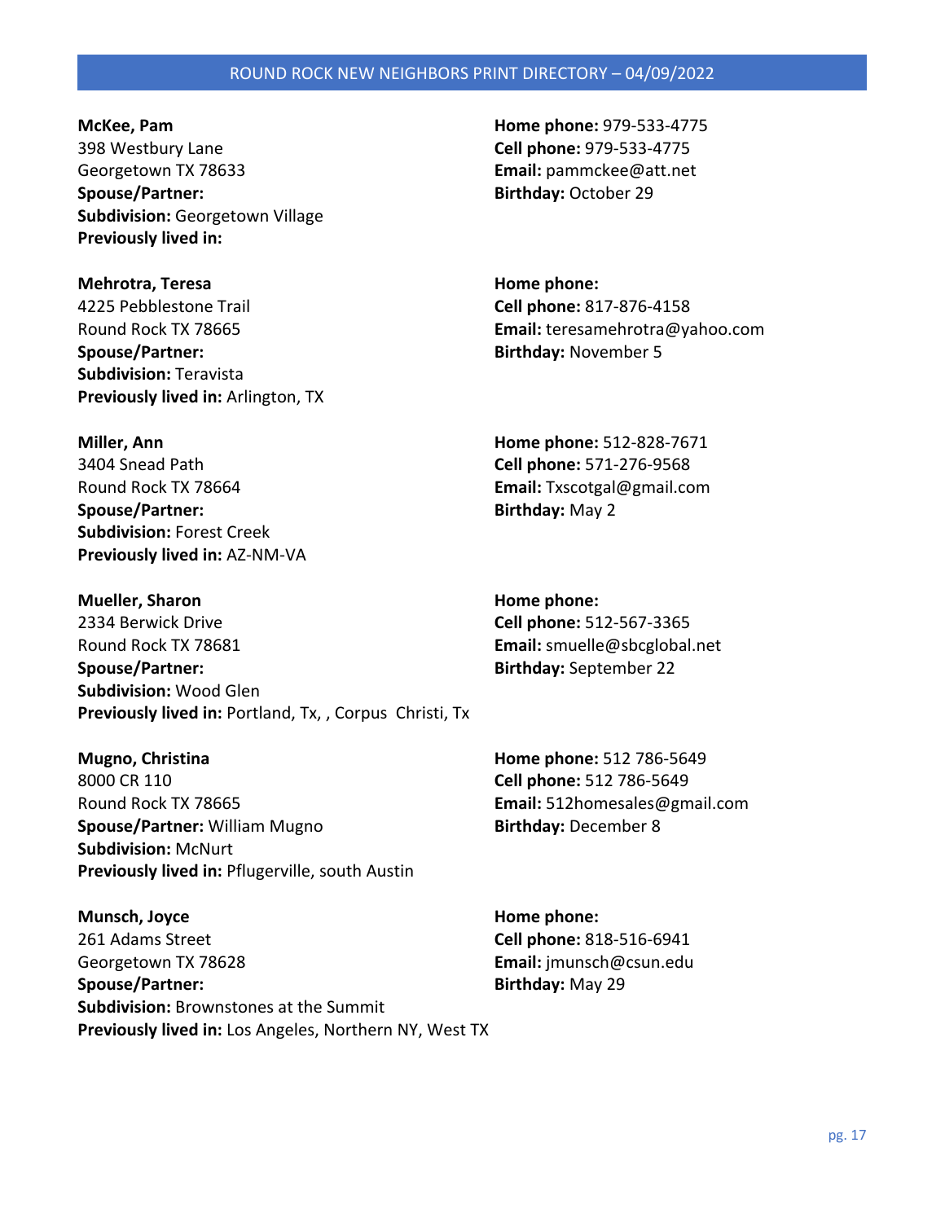**McKee, Pam**
398 Westbury Lane
Georgetown TX 78633
**Spouse/Partner:**
**Subdivision:** Georgetown Village
**Previously lived in:**

**Home phone:** 979-533-4775
**Cell phone:** 979-533-4775
**Email:** pammckee@att.net
**Birthday:** October 29

**Mehrotra, Teresa**
4225 Pebblestone Trail
Round Rock TX 78665
**Spouse/Partner:**
**Subdivision:** Teravista
**Previously lived in:** Arlington, TX

**Home phone:**
**Cell phone:** 817-876-4158
**Email:** teresamehrotra@yahoo.com
**Birthday:** November 5

**Miller, Ann**
3404 Snead Path
Round Rock TX 78664
**Spouse/Partner:**
**Subdivision:** Forest Creek
**Previously lived in:** AZ-NM-VA

**Home phone:** 512-828-7671
**Cell phone:** 571-276-9568
**Email:** Txscotgal@gmail.com
**Birthday:** May 2

**Mueller, Sharon**
2334 Berwick Drive
Round Rock TX 78681
**Spouse/Partner:**
**Subdivision:** Wood Glen
**Previously lived in:** Portland, Tx, , Corpus Christi, Tx

**Home phone:**
**Cell phone:** 512-567-3365
**Email:** smuelle@sbcglobal.net
**Birthday:** September 22

**Mugno, Christina**
8000 CR 110
Round Rock TX 78665
**Spouse/Partner:** William Mugno
**Subdivision:** McNurt
**Previously lived in:** Pflugerville, south Austin

**Home phone:** 512 786-5649
**Cell phone:** 512 786-5649
**Email:** 512homesales@gmail.com
**Birthday:** December 8

**Munsch, Joyce**
261 Adams Street
Georgetown TX 78628
**Spouse/Partner:**
**Subdivision:** Brownstones at the Summit
**Previously lived in:** Los Angeles, Northern NY, West TX

**Home phone:**
**Cell phone:** 818-516-6941
**Email:** jmunsch@csun.edu
**Birthday:** May 29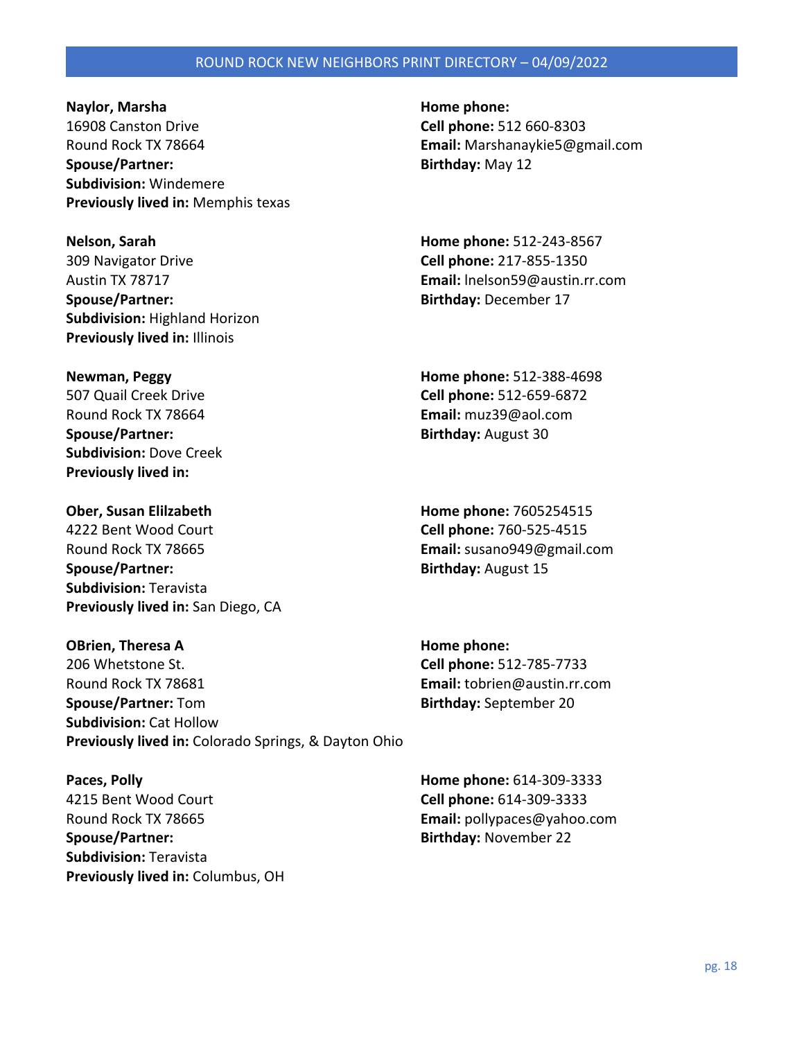**Naylor, Marsha**
16908 Canston Drive
Round Rock TX 78664
**Spouse/Partner:**
**Subdivision:** Windemere
**Previously lived in:** Memphis texas

**Home phone:**
**Cell phone:** 512 660-8303
**Email:** Marshanaykie5@gmail.com
**Birthday:** May 12

**Nelson, Sarah**
309 Navigator Drive
Austin TX 78717
**Spouse/Partner:**
**Subdivision:** Highland Horizon
**Previously lived in:** Illinois

**Home phone:** 512-243-8567
**Cell phone:** 217-855-1350
**Email:** lnelson59@austin.rr.com
**Birthday:** December 17

**Newman, Peggy**
507 Quail Creek Drive
Round Rock TX 78664
**Spouse/Partner:**
**Subdivision:** Dove Creek
**Previously lived in:**

**Home phone:** 512-388-4698
**Cell phone:** 512-659-6872
**Email:** muz39@aol.com
**Birthday:** August 30

**Ober, Susan Elilzabeth**
4222 Bent Wood Court
Round Rock TX 78665
**Spouse/Partner:**
**Subdivision:** Teravista
**Previously lived in:** San Diego, CA

**Home phone:** 7605254515
**Cell phone:** 760-525-4515
**Email:** susano949@gmail.com
**Birthday:** August 15

**OBrien, Theresa A**
206 Whetstone St.
Round Rock TX 78681
**Spouse/Partner:** Tom
**Subdivision:** Cat Hollow
**Previously lived in:** Colorado Springs, & Dayton Ohio

**Home phone:**
**Cell phone:** 512-785-7733
**Email:** tobrien@austin.rr.com
**Birthday:** September 20

**Paces, Polly**
4215 Bent Wood Court
Round Rock TX 78665
**Spouse/Partner:**
**Subdivision:** Teravista
**Previously lived in:** Columbus, OH

**Home phone:** 614-309-3333
**Cell phone:** 614-309-3333
**Email:** pollypaces@yahoo.com
**Birthday:** November 22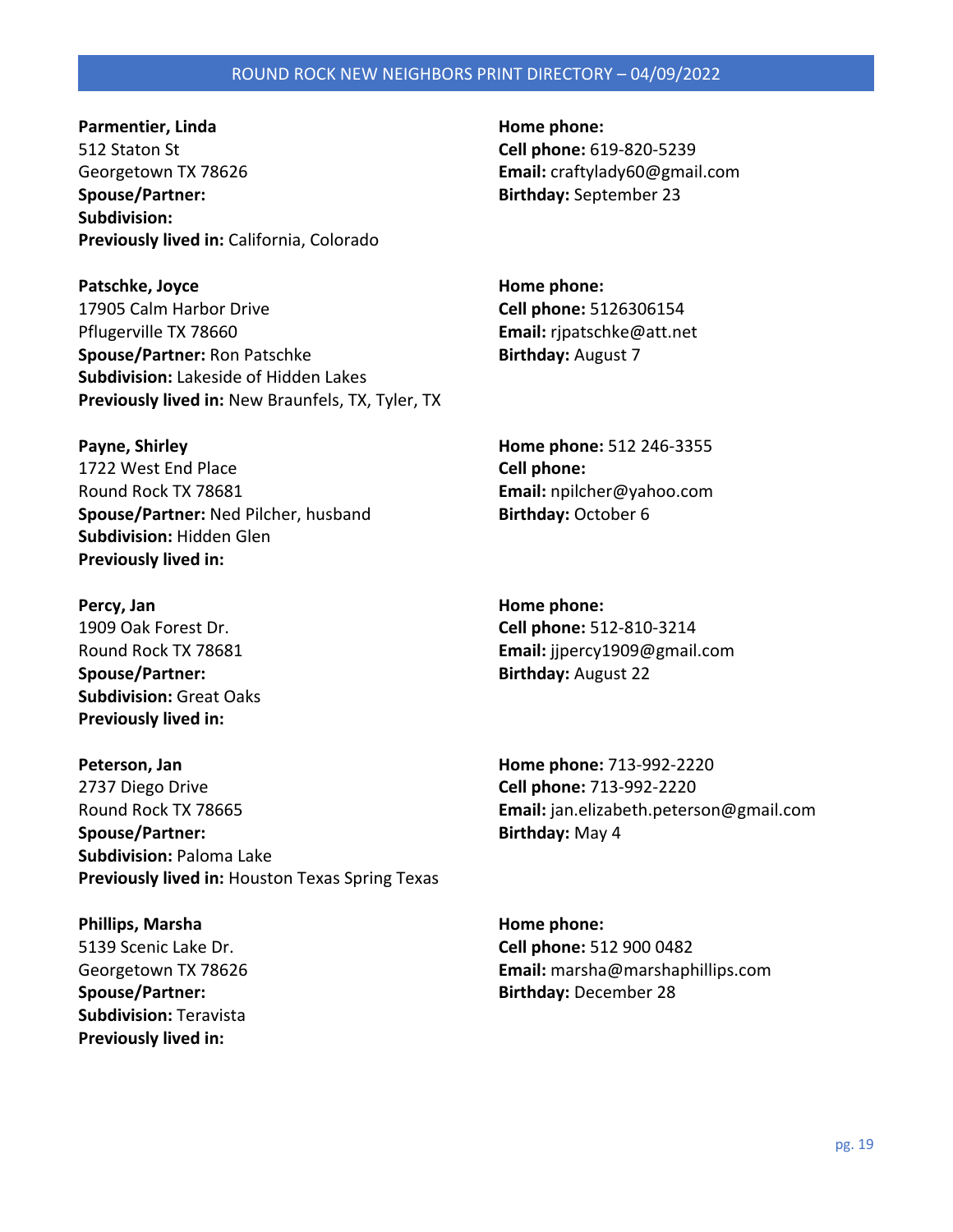**Parmentier, Linda**
512 Staton St
Georgetown TX 78626
**Spouse/Partner:**
**Subdivision:**
**Previously lived in:** California, Colorado

**Home phone:**
**Cell phone:** 619-820-5239
**Email:** craftylady60@gmail.com
**Birthday:** September 23

**Patschke, Joyce**
17905 Calm Harbor Drive
Pflugerville TX 78660
**Spouse/Partner:** Ron Patschke
**Subdivision:** Lakeside of Hidden Lakes
**Previously lived in:** New Braunfels, TX, Tyler, TX

**Home phone:**
**Cell phone:** 5126306154
**Email:** rjpatschke@att.net
**Birthday:** August 7

**Payne, Shirley**
1722 West End Place
Round Rock TX 78681
**Spouse/Partner:** Ned Pilcher, husband
**Subdivision:** Hidden Glen
**Previously lived in:**

**Home phone:** 512 246-3355
**Cell phone:**
**Email:** npilcher@yahoo.com
**Birthday:** October 6

**Percy, Jan**
1909 Oak Forest Dr.
Round Rock TX 78681
**Spouse/Partner:**
**Subdivision:** Great Oaks
**Previously lived in:**

**Home phone:**
**Cell phone:** 512-810-3214
**Email:** jjpercy1909@gmail.com
**Birthday:** August 22

**Peterson, Jan**
2737 Diego Drive
Round Rock TX 78665
**Spouse/Partner:**
**Subdivision:** Paloma Lake
**Previously lived in:** Houston Texas Spring Texas

**Home phone:** 713-992-2220
**Cell phone:** 713-992-2220
**Email:** jan.elizabeth.peterson@gmail.com
**Birthday:** May 4

**Phillips, Marsha**
5139 Scenic Lake Dr.
Georgetown TX 78626
**Spouse/Partner:**
**Subdivision:** Teravista
**Previously lived in:**

**Home phone:**
**Cell phone:** 512 900 0482
**Email:** marsha@marshaphillips.com
**Birthday:** December 28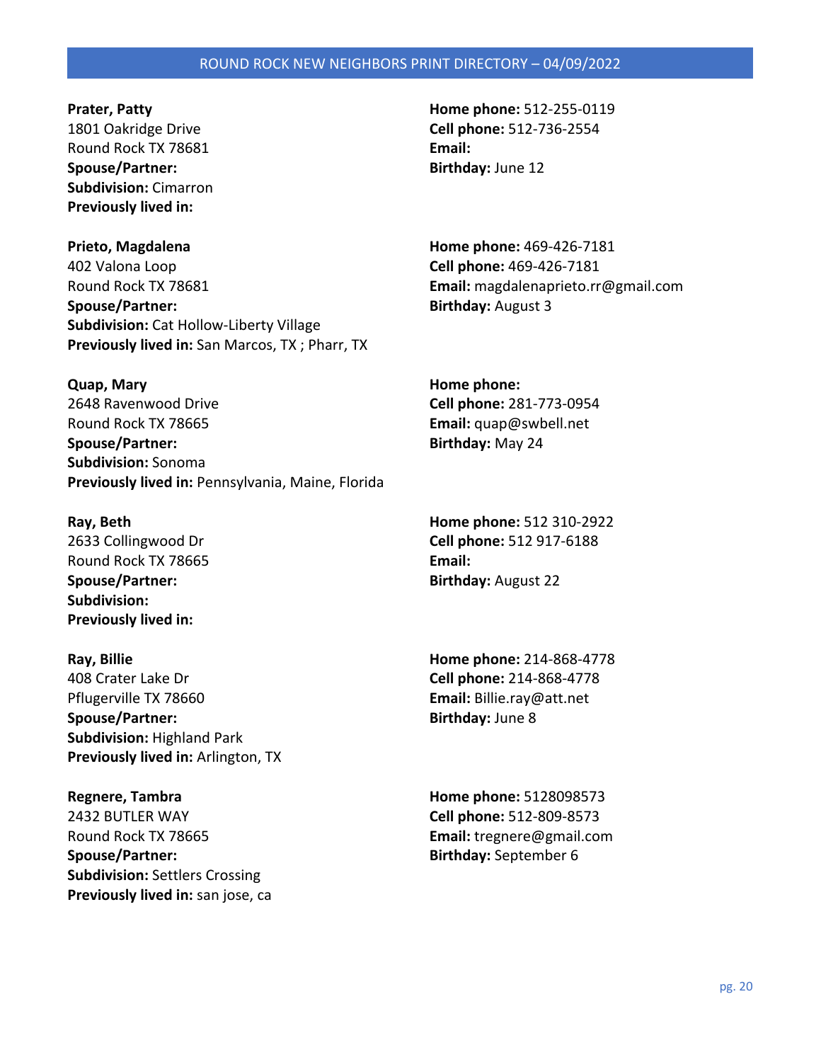**Prater, Patty**
1801 Oakridge Drive
Round Rock TX 78681
**Spouse/Partner:**
**Subdivision:** Cimarron
**Previously lived in:**

**Home phone:** 512-255-0119
**Cell phone:** 512-736-2554
**Email:**
**Birthday:** June 12

**Prieto, Magdalena**
402 Valona Loop
Round Rock TX 78681
**Spouse/Partner:**
**Subdivision:** Cat Hollow-Liberty Village
**Previously lived in:** San Marcos, TX ; Pharr, TX

**Home phone:** 469-426-7181
**Cell phone:** 469-426-7181
**Email:** magdalenaprieto.rr@gmail.com
**Birthday:** August 3

**Quap, Mary**
2648 Ravenwood Drive
Round Rock TX 78665
**Spouse/Partner:**
**Subdivision:** Sonoma
**Previously lived in:** Pennsylvania, Maine, Florida

**Home phone:**
**Cell phone:** 281-773-0954
**Email:** quap@swbell.net
**Birthday:** May 24

**Ray, Beth**
2633 Collingwood Dr
Round Rock TX 78665
**Spouse/Partner:**
**Subdivision:**
**Previously lived in:**

**Home phone:** 512 310-2922
**Cell phone:** 512 917-6188
**Email:**
**Birthday:** August 22

**Ray, Billie**
408 Crater Lake Dr
Pflugerville TX 78660
**Spouse/Partner:**
**Subdivision:** Highland Park
**Previously lived in:** Arlington, TX

**Home phone:** 214-868-4778
**Cell phone:** 214-868-4778
**Email:** Billie.ray@att.net
**Birthday:** June 8

**Regnere, Tambra**
2432 BUTLER WAY
Round Rock TX 78665
**Spouse/Partner:**
**Subdivision:** Settlers Crossing
**Previously lived in:** san jose, ca

**Home phone:** 5128098573
**Cell phone:** 512-809-8573
**Email:** tregnere@gmail.com
**Birthday:** September 6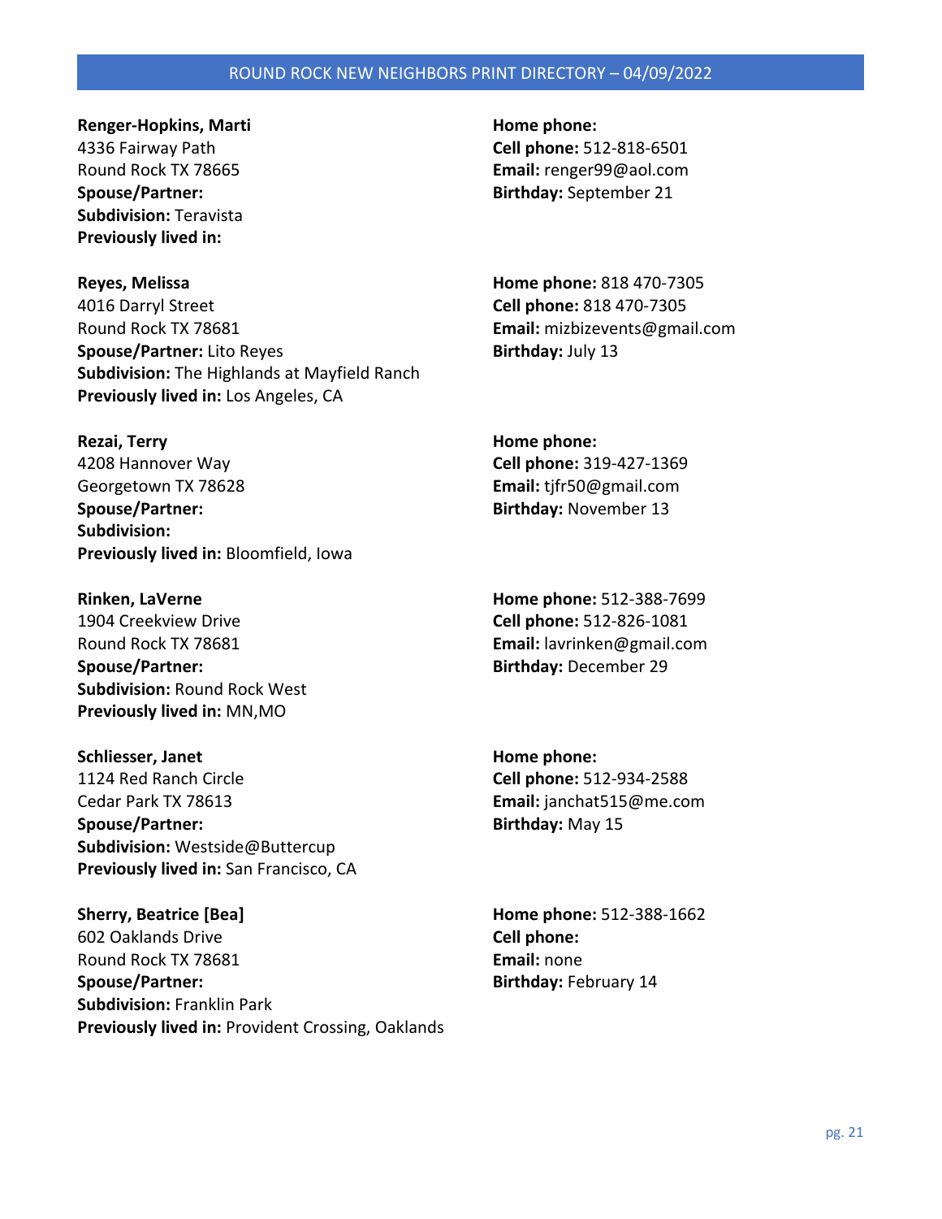**Renger-Hopkins, Marti**
4336 Fairway Path
Round Rock TX 78665
**Spouse/Partner:**
**Subdivision:** Teravista
**Previously lived in:**

**Home phone:**
**Cell phone:** 512-818-6501
**Email:** renger99@aol.com
**Birthday:** September 21

**Reyes, Melissa**
4016 Darryl Street
Round Rock TX 78681
**Spouse/Partner:** Lito Reyes
**Subdivision:** The Highlands at Mayfield Ranch
**Previously lived in:** Los Angeles, CA

**Home phone:** 818 470-7305
**Cell phone:** 818 470-7305
**Email:** mizbizevents@gmail.com
**Birthday:** July 13

**Rezai, Terry**
4208 Hannover Way
Georgetown TX 78628
**Spouse/Partner:**
**Subdivision:**
**Previously lived in:** Bloomfield, Iowa

**Home phone:**
**Cell phone:** 319-427-1369
**Email:** tjfr50@gmail.com
**Birthday:** November 13

**Rinken, LaVerne**
1904 Creekview Drive
Round Rock TX 78681
**Spouse/Partner:**
**Subdivision:** Round Rock West
**Previously lived in:** MN,MO

**Home phone:** 512-388-7699
**Cell phone:** 512-826-1081
**Email:** lavrinken@gmail.com
**Birthday:** December 29

**Schliesser, Janet**
1124 Red Ranch Circle
Cedar Park TX 78613
**Spouse/Partner:**
**Subdivision:** Westside@Buttercup
**Previously lived in:** San Francisco, CA

**Home phone:**
**Cell phone:** 512-934-2588
**Email:** janchat515@me.com
**Birthday:** May 15

**Sherry, Beatrice [Bea]**
602 Oaklands Drive
Round Rock TX 78681
**Spouse/Partner:**
**Subdivision:** Franklin Park
**Previously lived in:** Provident Crossing, Oaklands

**Home phone:** 512-388-1662
**Cell phone:**
**Email:** none
**Birthday:** February 14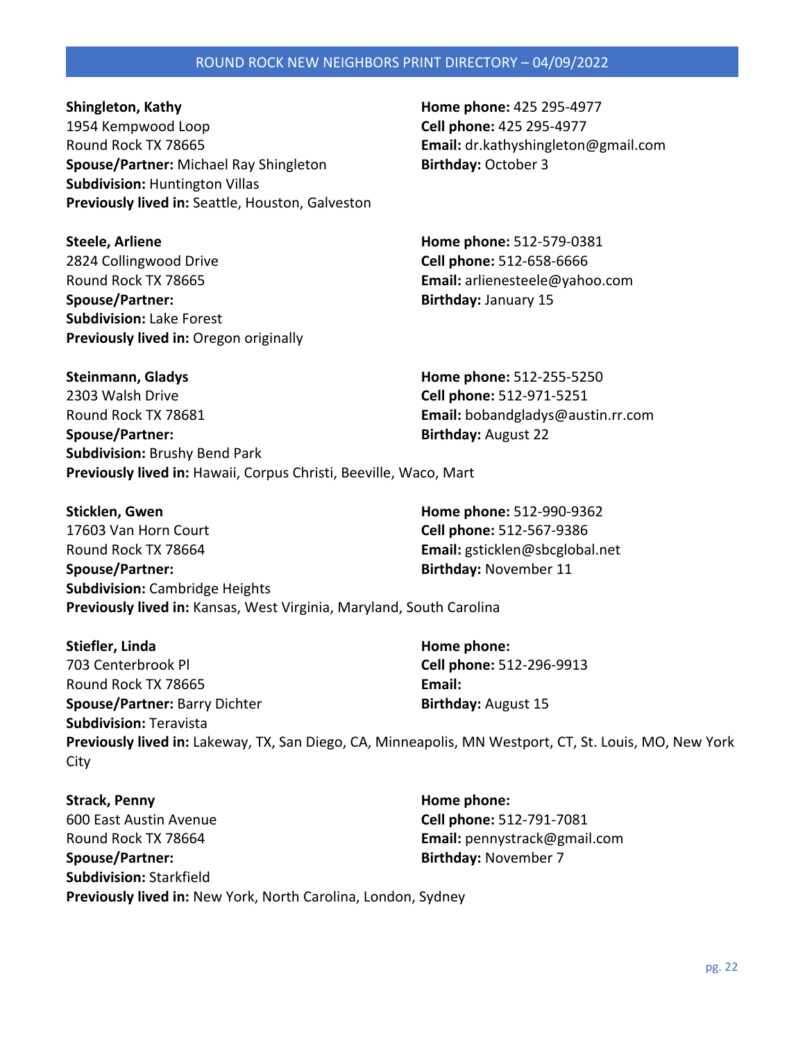**Shingleton, Kathy**
1954 Kempwood Loop
Round Rock TX 78665
**Spouse/Partner:** Michael Ray Shingleton
**Subdivision:** Huntington Villas
**Previously lived in:** Seattle, Houston, Galveston
**Home phone:** 425 295-4977
**Cell phone:** 425 295-4977
**Email:** dr.kathyshingleton@gmail.com
**Birthday:** October 3

**Steele, Arliene**
2824 Collingwood Drive
Round Rock TX 78665
**Spouse/Partner:**
**Subdivision:** Lake Forest
**Previously lived in:** Oregon originally
**Home phone:** 512-579-0381
**Cell phone:** 512-658-6666
**Email:** arlienesteele@yahoo.com
**Birthday:** January 15

**Steinmann, Gladys**
2303 Walsh Drive
Round Rock TX 78681
**Spouse/Partner:**
**Subdivision:** Brushy Bend Park
**Previously lived in:** Hawaii, Corpus Christi, Beeville, Waco, Mart
**Home phone:** 512-255-5250
**Cell phone:** 512-971-5251
**Email:** bobandgladys@austin.rr.com
**Birthday:** August 22

**Sticklen, Gwen**
17603 Van Horn Court
Round Rock TX 78664
**Spouse/Partner:**
**Subdivision:** Cambridge Heights
**Previously lived in:** Kansas, West Virginia, Maryland, South Carolina
**Home phone:** 512-990-9362
**Cell phone:** 512-567-9386
**Email:** gsticklen@sbcglobal.net
**Birthday:** November 11

**Stiefler, Linda**
703 Centerbrook Pl
Round Rock TX 78665
**Spouse/Partner:** Barry Dichter
**Subdivision:** Teravista
**Previously lived in:** Lakeway, TX, San Diego, CA, Minneapolis, MN Westport, CT, St. Louis, MO, New York City
**Home phone:**
**Cell phone:** 512-296-9913
**Email:**
**Birthday:** August 15

**Strack, Penny**
600 East Austin Avenue
Round Rock TX 78664
**Spouse/Partner:**
**Subdivision:** Starkfield
**Previously lived in:** New York, North Carolina, London, Sydney
**Home phone:**
**Cell phone:** 512-791-7081
**Email:** pennystrack@gmail.com
**Birthday:** November 7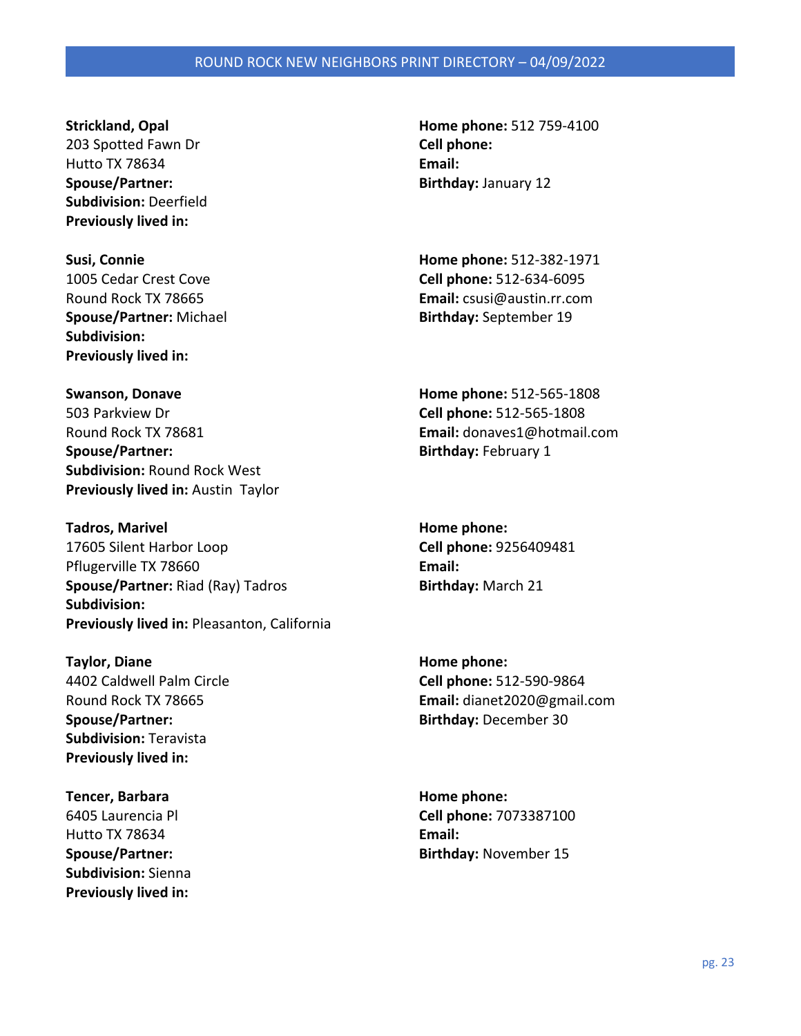**Strickland, Opal**
203 Spotted Fawn Dr
Hutto TX 78634
**Spouse/Partner:**
**Subdivision:** Deerfield
**Previously lived in:**

**Home phone:** 512 759-4100
**Cell phone:**
**Email:**
**Birthday:** January 12

**Susi, Connie**
1005 Cedar Crest Cove
Round Rock TX 78665
**Spouse/Partner:** Michael
**Subdivision:**
**Previously lived in:**

**Home phone:** 512-382-1971
**Cell phone:** 512-634-6095
**Email:** csusi@austin.rr.com
**Birthday:** September 19

**Swanson, Donave**
503 Parkview Dr
Round Rock TX 78681
**Spouse/Partner:**
**Subdivision:** Round Rock West
**Previously lived in:** Austin Taylor

**Home phone:** 512-565-1808
**Cell phone:** 512-565-1808
**Email:** donaves1@hotmail.com
**Birthday:** February 1

**Tadros, Marivel**
17605 Silent Harbor Loop
Pflugerville TX 78660
**Spouse/Partner:** Riad (Ray) Tadros
**Subdivision:**
**Previously lived in:** Pleasanton, California

**Home phone:**
**Cell phone:** 9256409481
**Email:**
**Birthday:** March 21

**Taylor, Diane**
4402 Caldwell Palm Circle
Round Rock TX 78665
**Spouse/Partner:**
**Subdivision:** Teravista
**Previously lived in:**

**Home phone:**
**Cell phone:** 512-590-9864
**Email:** dianet2020@gmail.com
**Birthday:** December 30

**Tencer, Barbara**
6405 Laurencia Pl
Hutto TX 78634
**Spouse/Partner:**
**Subdivision:** Sienna
**Previously lived in:**

**Home phone:**
**Cell phone:** 7073387100
**Email:**
**Birthday:** November 15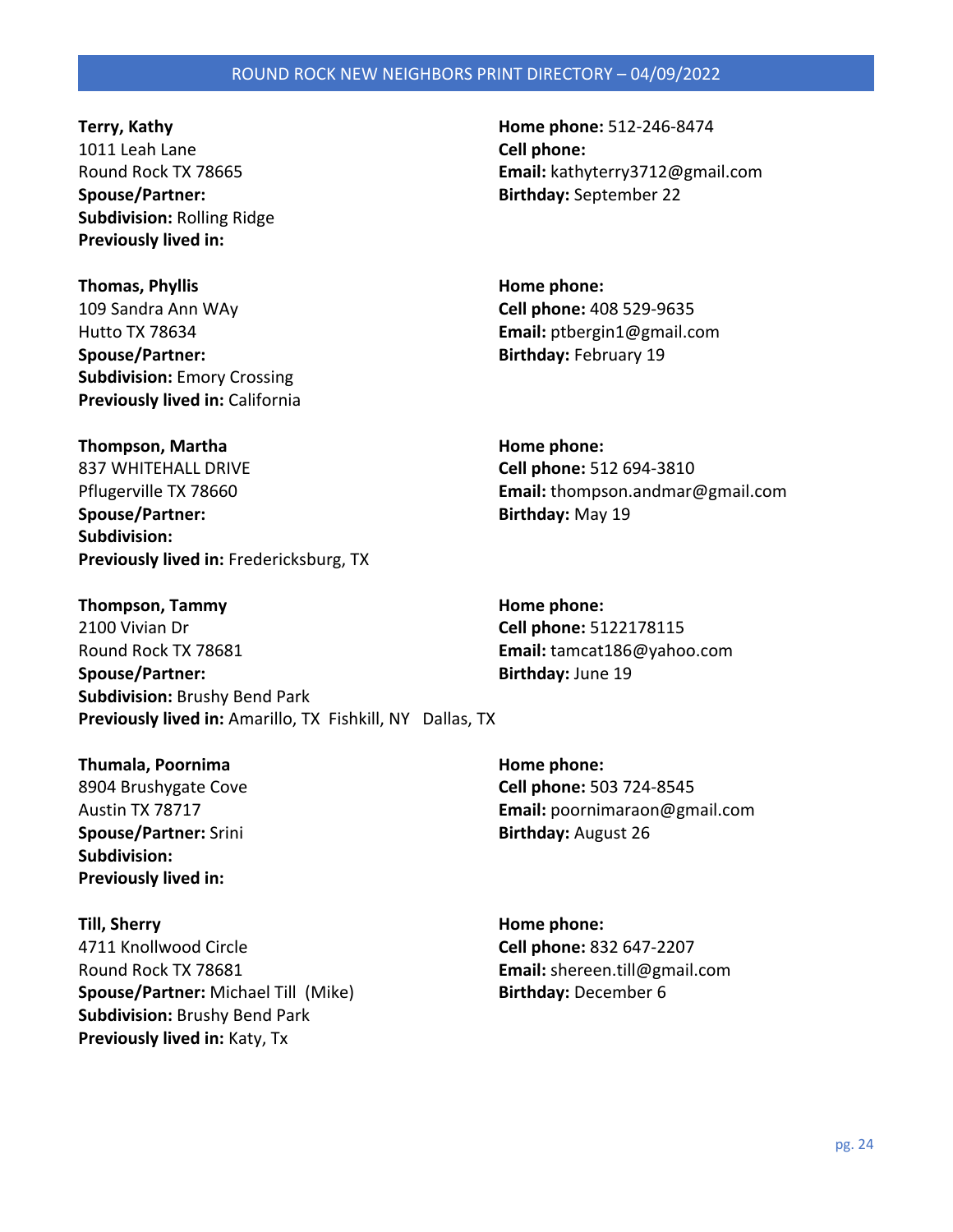**Terry, Kathy**
1011 Leah Lane
Round Rock TX 78665
**Spouse/Partner:**
**Subdivision:** Rolling Ridge
**Previously lived in:**

**Home phone:** 512-246-8474
**Cell phone:**
**Email:** kathyterry3712@gmail.com
**Birthday:** September 22

**Thomas, Phyllis**
109 Sandra Ann WAy
Hutto TX 78634
**Spouse/Partner:**
**Subdivision:** Emory Crossing
**Previously lived in:** California

**Home phone:**
**Cell phone:** 408 529-9635
**Email:** ptbergin1@gmail.com
**Birthday:** February 19

**Thompson, Martha**
837 WHITEHALL DRIVE
Pflugerville TX 78660
**Spouse/Partner:**
**Subdivision:**
**Previously lived in:** Fredericksburg, TX

**Home phone:**
**Cell phone:** 512 694-3810
**Email:** thompson.andmar@gmail.com
**Birthday:** May 19

**Thompson, Tammy**
2100 Vivian Dr
Round Rock TX 78681
**Spouse/Partner:**
**Subdivision:** Brushy Bend Park
**Previously lived in:** Amarillo, TX Fishkill, NY Dallas, TX

**Home phone:**
**Cell phone:** 5122178115
**Email:** tamcat186@yahoo.com
**Birthday:** June 19

**Thumala, Poornima**
8904 Brushygate Cove
Austin TX 78717
**Spouse/Partner:** Srini
**Subdivision:**
**Previously lived in:**

**Home phone:**
**Cell phone:** 503 724-8545
**Email:** poornimaraon@gmail.com
**Birthday:** August 26

**Till, Sherry**
4711 Knollwood Circle
Round Rock TX 78681
**Spouse/Partner:** Michael Till (Mike)
**Subdivision:** Brushy Bend Park
**Previously lived in:** Katy, Tx

**Home phone:**
**Cell phone:** 832 647-2207
**Email:** shereen.till@gmail.com
**Birthday:** December 6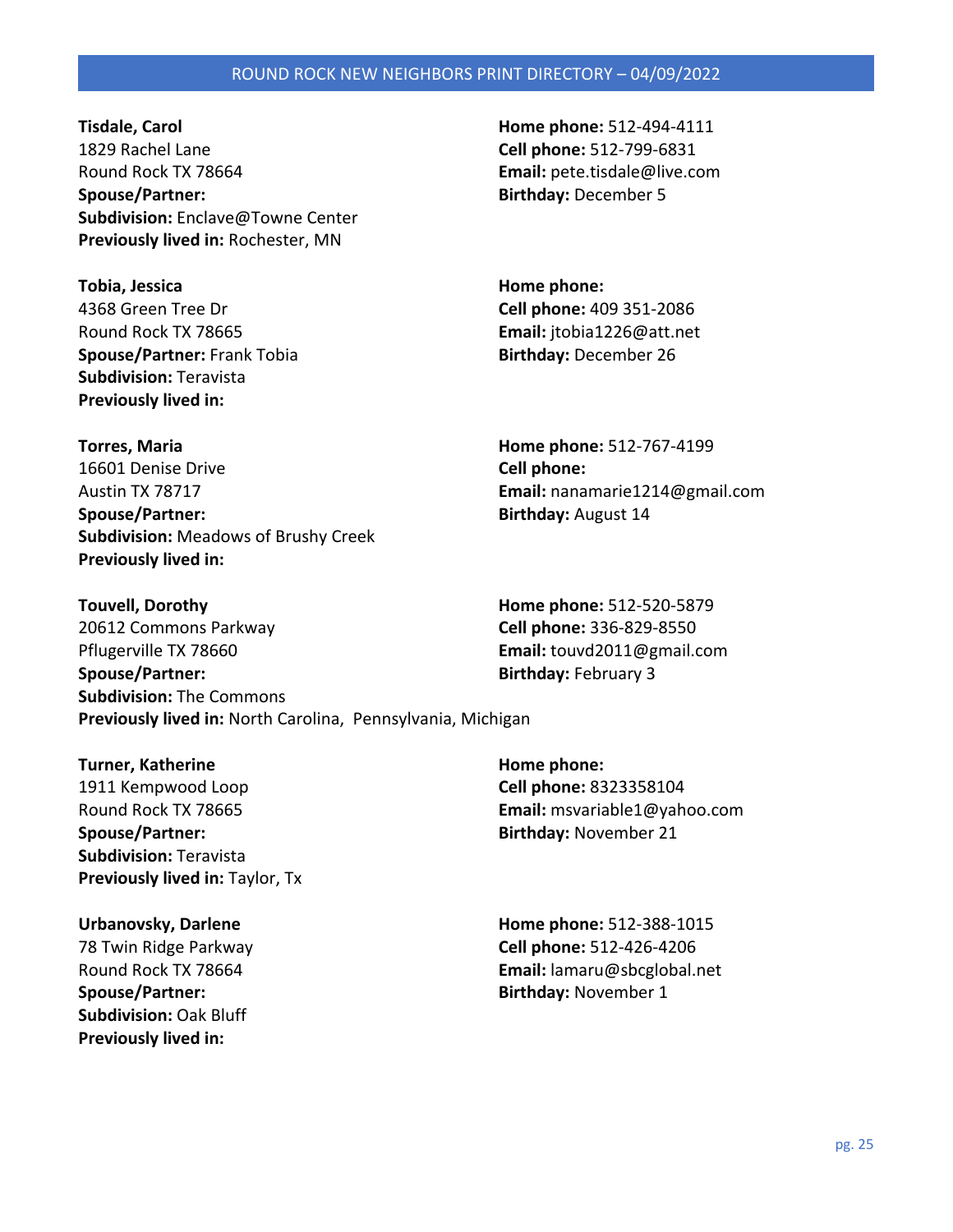**Tisdale, Carol**
1829 Rachel Lane
Round Rock TX 78664
**Spouse/Partner:**
**Subdivision:** Enclave@Towne Center
**Previously lived in:** Rochester, MN

**Home phone:** 512-494-4111
**Cell phone:** 512-799-6831
**Email:** pete.tisdale@live.com
**Birthday:** December 5

**Tobia, Jessica**
4368 Green Tree Dr
Round Rock TX 78665
**Spouse/Partner:** Frank Tobia
**Subdivision:** Teravista
**Previously lived in:**

**Home phone:**
**Cell phone:** 409 351-2086
**Email:** jtobia1226@att.net
**Birthday:** December 26

**Torres, Maria**
16601 Denise Drive
Austin TX 78717
**Spouse/Partner:**
**Subdivision:** Meadows of Brushy Creek
**Previously lived in:**

**Home phone:** 512-767-4199
**Cell phone:**
**Email:** nanamarie1214@gmail.com
**Birthday:** August 14

**Touvell, Dorothy**
20612 Commons Parkway
Pflugerville TX 78660
**Spouse/Partner:**
**Subdivision:** The Commons
**Previously lived in:** North Carolina, Pennsylvania, Michigan

**Home phone:** 512-520-5879
**Cell phone:** 336-829-8550
**Email:** touvd2011@gmail.com
**Birthday:** February 3

**Turner, Katherine**
1911 Kempwood Loop
Round Rock TX 78665
**Spouse/Partner:**
**Subdivision:** Teravista
**Previously lived in:** Taylor, Tx

**Home phone:**
**Cell phone:** 8323358104
**Email:** msvariable1@yahoo.com
**Birthday:** November 21

**Urbanovsky, Darlene**
78 Twin Ridge Parkway
Round Rock TX 78664
**Spouse/Partner:**
**Subdivision:** Oak Bluff
**Previously lived in:**

**Home phone:** 512-388-1015
**Cell phone:** 512-426-4206
**Email:** lamaru@sbcglobal.net
**Birthday:** November 1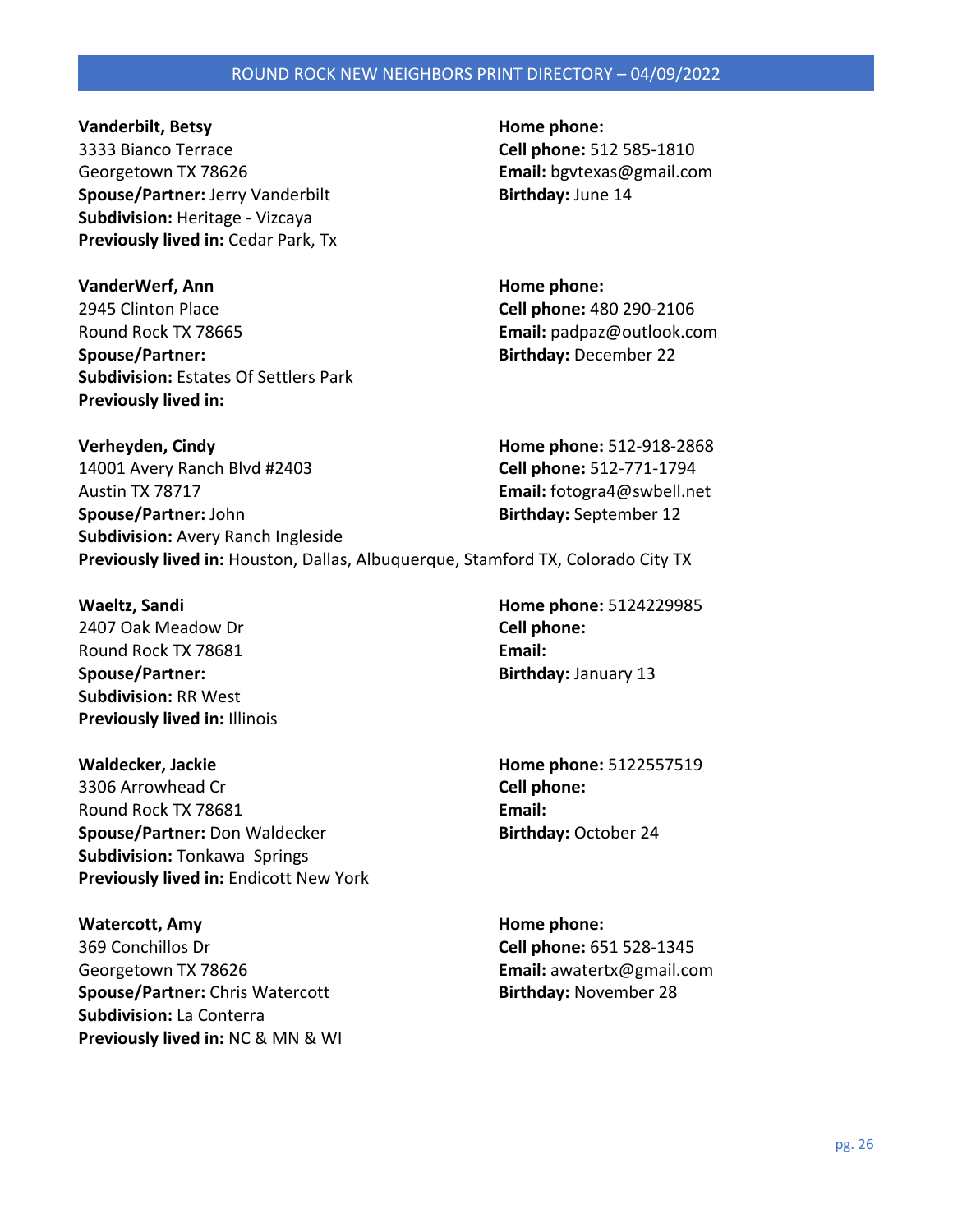**Vanderbilt, Betsy**
3333 Bianco Terrace
Georgetown TX 78626
**Spouse/Partner:** Jerry Vanderbilt
**Subdivision:** Heritage - Vizcaya
**Previously lived in:** Cedar Park, Tx

**Home phone:**
**Cell phone:** 512 585-1810
**Email:** bgvtexas@gmail.com
**Birthday:** June 14

**VanderWerf, Ann**
2945 Clinton Place
Round Rock TX 78665
**Spouse/Partner:**
**Subdivision:** Estates Of Settlers Park
**Previously lived in:**

**Home phone:**
**Cell phone:** 480 290-2106
**Email:** padpaz@outlook.com
**Birthday:** December 22

**Verheyden, Cindy**
14001 Avery Ranch Blvd #2403
Austin TX 78717
**Spouse/Partner:** John
**Subdivision:** Avery Ranch Ingleside
**Previously lived in:** Houston, Dallas, Albuquerque, Stamford TX, Colorado City TX

**Home phone:** 512-918-2868
**Cell phone:** 512-771-1794
**Email:** fotogra4@swbell.net
**Birthday:** September 12

**Waeltz, Sandi**
2407 Oak Meadow Dr
Round Rock TX 78681
**Spouse/Partner:**
**Subdivision:** RR West
**Previously lived in:** Illinois

**Home phone:** 5124229985
**Cell phone:**
**Email:**
**Birthday:** January 13

**Waldecker, Jackie**
3306 Arrowhead Cr
Round Rock TX 78681
**Spouse/Partner:** Don Waldecker
**Subdivision:** Tonkawa Springs
**Previously lived in:** Endicott New York

**Home phone:** 5122557519
**Cell phone:**
**Email:**
**Birthday:** October 24

**Watercott, Amy**
369 Conchillos Dr
Georgetown TX 78626
**Spouse/Partner:** Chris Watercott
**Subdivision:** La Conterra
**Previously lived in:** NC & MN & WI

**Home phone:**
**Cell phone:** 651 528-1345
**Email:** awatertx@gmail.com
**Birthday:** November 28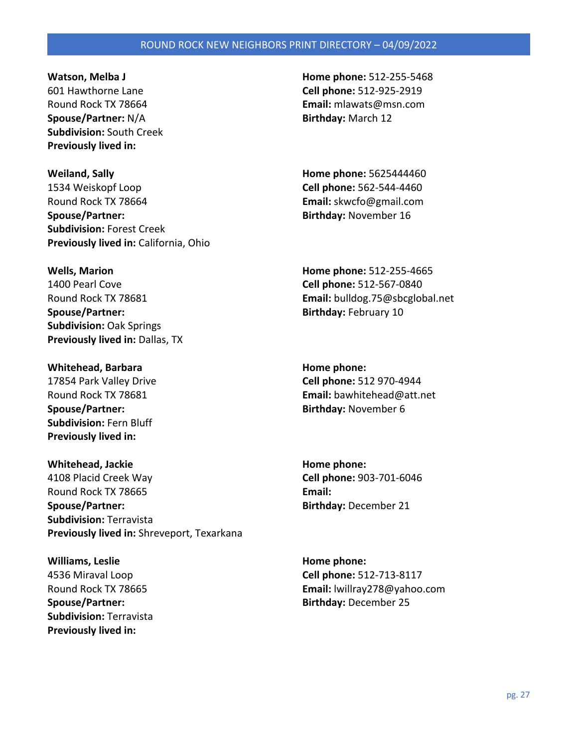**Watson, Melba J**
601 Hawthorne Lane
Round Rock TX 78664
**Spouse/Partner:** N/A
**Subdivision:** South Creek
**Previously lived in:**

**Home phone:** 512-255-5468
**Cell phone:** 512-925-2919
**Email:** mlawats@msn.com
**Birthday:** March 12

**Weiland, Sally**
1534 Weiskopf Loop
Round Rock TX 78664
**Spouse/Partner:**
**Subdivision:** Forest Creek
**Previously lived in:** California, Ohio

**Home phone:** 5625444460
**Cell phone:** 562-544-4460
**Email:** skwcfo@gmail.com
**Birthday:** November 16

**Wells, Marion**
1400 Pearl Cove
Round Rock TX 78681
**Spouse/Partner:**
**Subdivision:** Oak Springs
**Previously lived in:** Dallas, TX

**Home phone:** 512-255-4665
**Cell phone:** 512-567-0840
**Email:** bulldog.75@sbcglobal.net
**Birthday:** February 10

**Whitehead, Barbara**
17854 Park Valley Drive
Round Rock TX 78681
**Spouse/Partner:**
**Subdivision:** Fern Bluff
**Previously lived in:**

**Home phone:**
**Cell phone:** 512 970-4944
**Email:** bawhitehead@att.net
**Birthday:** November 6

**Whitehead, Jackie**
4108 Placid Creek Way
Round Rock TX 78665
**Spouse/Partner:**
**Subdivision:** Terravista
**Previously lived in:** Shreveport, Texarkana

**Home phone:**
**Cell phone:** 903-701-6046
**Email:**
**Birthday:** December 21

**Williams, Leslie**
4536 Miraval Loop
Round Rock TX 78665
**Spouse/Partner:**
**Subdivision:** Terravista
**Previously lived in:**

**Home phone:**
**Cell phone:** 512-713-8117
**Email:** lwillray278@yahoo.com
**Birthday:** December 25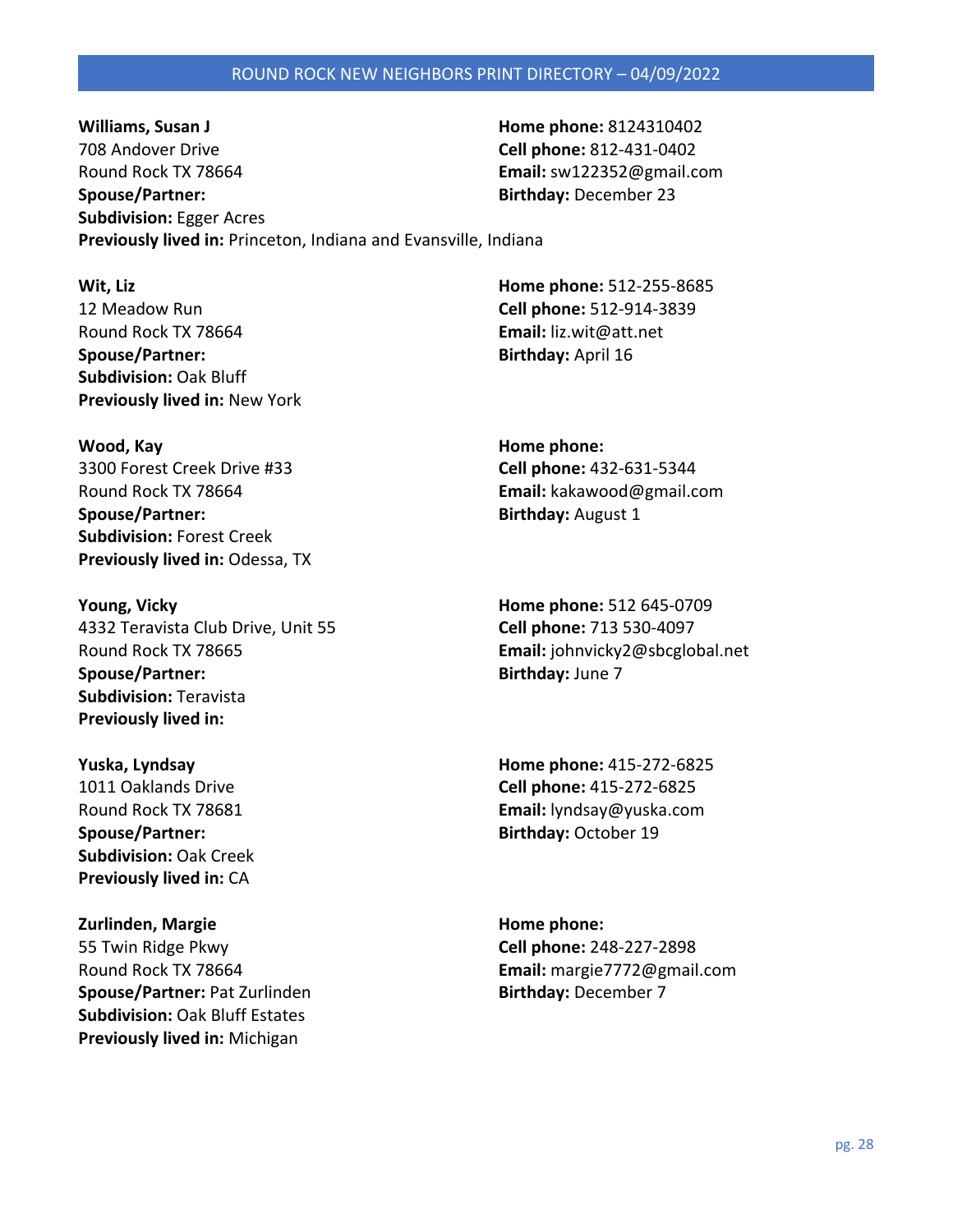**Williams, Susan J**
708 Andover Drive
Round Rock TX 78664
**Spouse/Partner:**
**Subdivision:** Egger Acres
**Previously lived in:** Princeton, Indiana and Evansville, Indiana

**Home phone:** 8124310402
**Cell phone:** 812-431-0402
**Email:** sw122352@gmail.com
**Birthday:** December 23

**Wit, Liz**
12 Meadow Run
Round Rock TX 78664
**Spouse/Partner:**
**Subdivision:** Oak Bluff
**Previously lived in:** New York

**Home phone:** 512-255-8685
**Cell phone:** 512-914-3839
**Email:** liz.wit@att.net
**Birthday:** April 16

**Wood, Kay**
3300 Forest Creek Drive #33
Round Rock TX 78664
**Spouse/Partner:**
**Subdivision:** Forest Creek
**Previously lived in:** Odessa, TX

**Home phone:**
**Cell phone:** 432-631-5344
**Email:** kakawood@gmail.com
**Birthday:** August 1

**Young, Vicky**
4332 Teravista Club Drive, Unit 55
Round Rock TX 78665
**Spouse/Partner:**
**Subdivision:** Teravista
**Previously lived in:**

**Home phone:** 512 645-0709
**Cell phone:** 713 530-4097
**Email:** johnvicky2@sbcglobal.net
**Birthday:** June 7

**Yuska, Lyndsay**
1011 Oaklands Drive
Round Rock TX 78681
**Spouse/Partner:**
**Subdivision:** Oak Creek
**Previously lived in:** CA

**Home phone:** 415-272-6825
**Cell phone:** 415-272-6825
**Email:** lyndsay@yuska.com
**Birthday:** October 19

**Zurlinden, Margie**
55 Twin Ridge Pkwy
Round Rock TX 78664
**Spouse/Partner:** Pat Zurlinden
**Subdivision:** Oak Bluff Estates
**Previously lived in:** Michigan

**Home phone:**
**Cell phone:** 248-227-2898
**Email:** margie7772@gmail.com
**Birthday:** December 7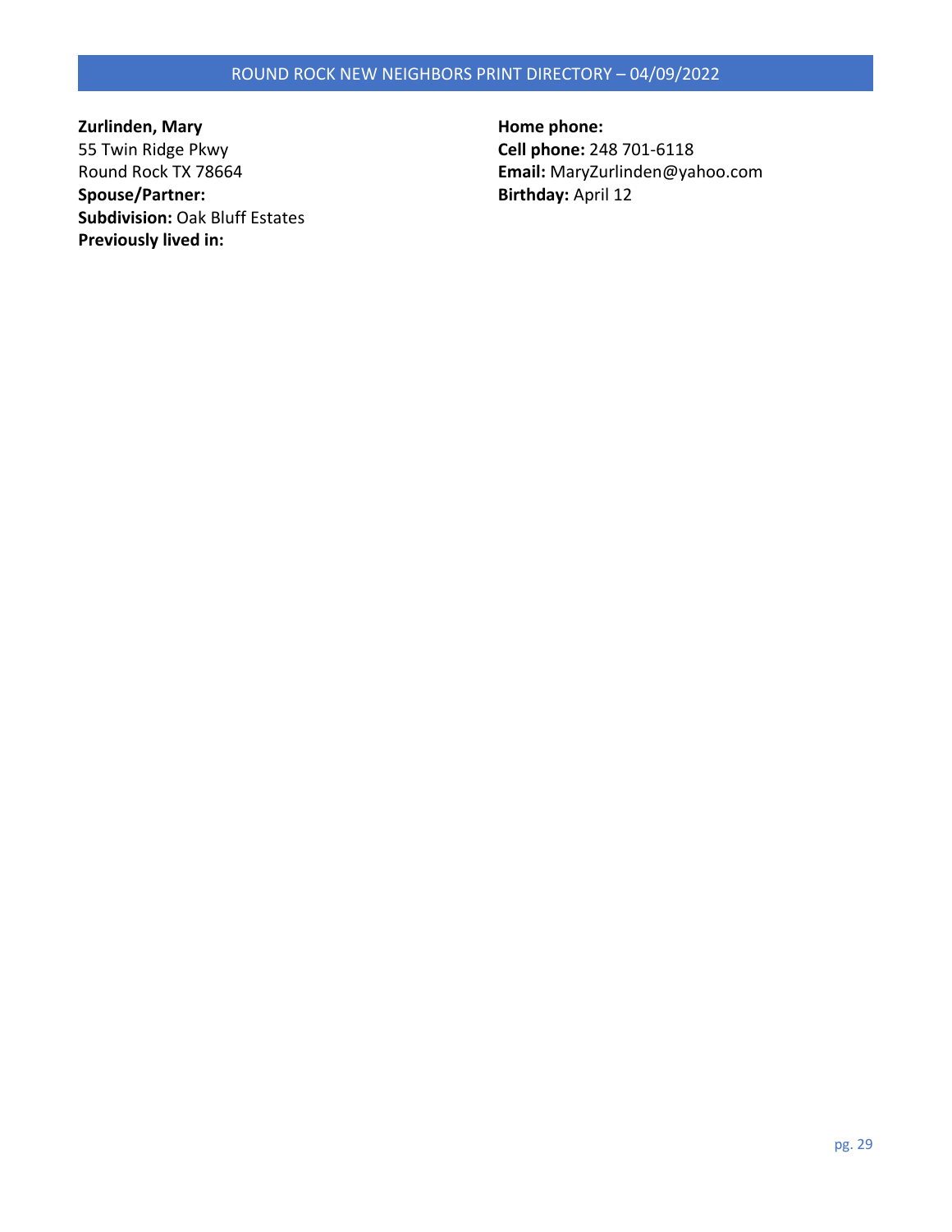**Zurlinden, Mary**
55 Twin Ridge Pkwy
Round Rock TX 78664
**Spouse/Partner:**
**Subdivision:** Oak Bluff Estates
**Previously lived in:**

**Home phone:**
**Cell phone:** 248 701-6118
**Email:** MaryZurlinden@yahoo.com
**Birthday:** April 12